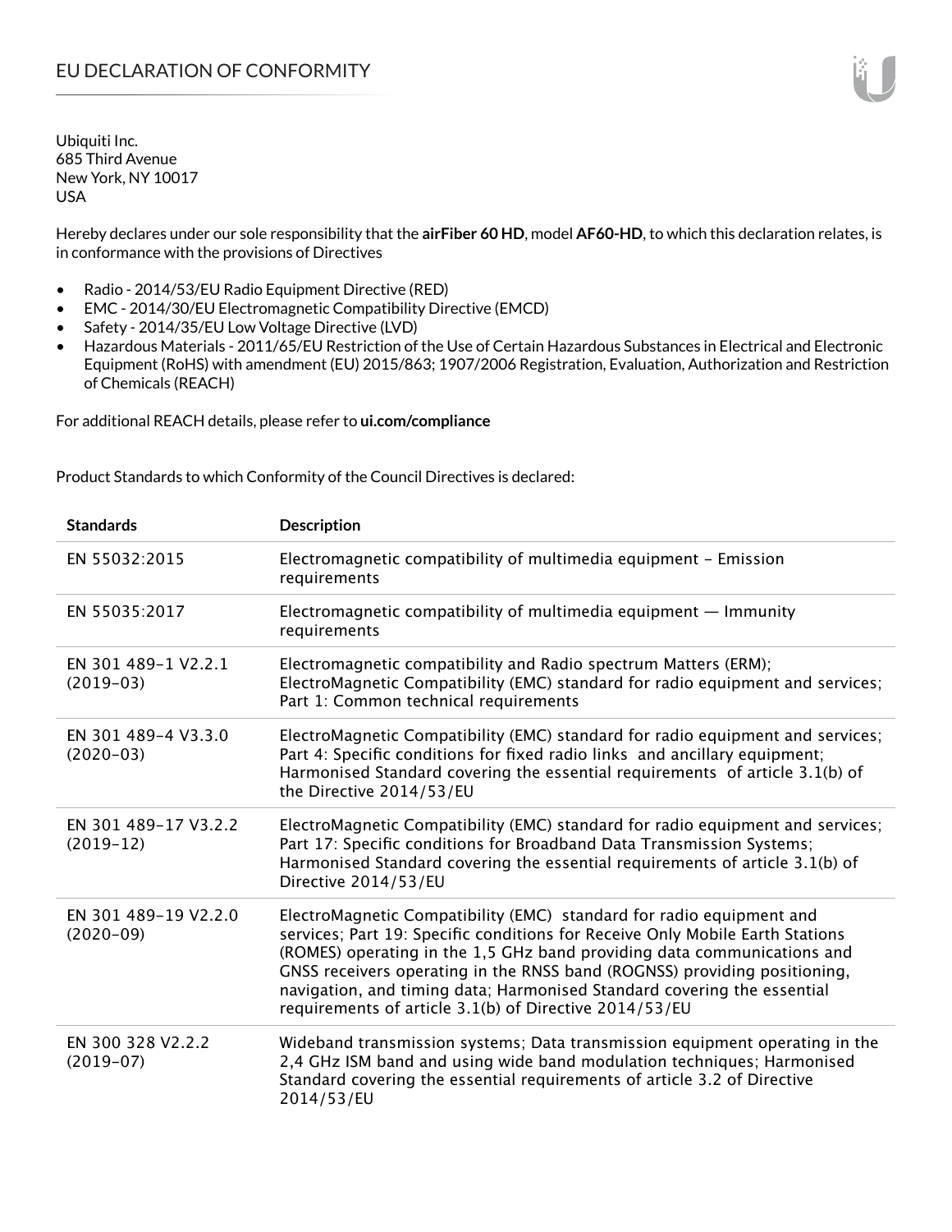# EU DECLARATION OF CONFORMITY

Ubiquiti Inc.
685 Third Avenue
New York, NY 10017
USA

Hereby declares under our sole responsibility that the **airFiber 60 HD**, model **AF60-HD**, to which this declaration relates, is in conformance with the provisions of Directives

- Radio - 2014/53/EU Radio Equipment Directive (RED)
- EMC - 2014/30/EU Electromagnetic Compatibility Directive (EMCD)
- Safety - 2014/35/EU Low Voltage Directive (LVD)
- Hazardous Materials - 2011/65/EU Restriction of the Use of Certain Hazardous Substances in Electrical and Electronic Equipment (RoHS) with amendment (EU) 2015/863; 1907/2006 Registration, Evaluation, Authorization and Restriction of Chemicals (REACH)

For additional REACH details, please refer to **ui.com/compliance**

Product Standards to which Conformity of the Council Directives is declared:

| Standards | Description |
|---|---|
| EN 55032:2015 | Electromagnetic compatibility of multimedia equipment – Emission requirements |
| EN 55035:2017 | Electromagnetic compatibility of multimedia equipment — Immunity requirements |
| EN 301 489-1 V2.2.1 (2019-03) | Electromagnetic compatibility and Radio spectrum Matters (ERM); ElectroMagnetic Compatibility (EMC) standard for radio equipment and services; Part 1: Common technical requirements |
| EN 301 489-4 V3.3.0 (2020-03) | ElectroMagnetic Compatibility (EMC) standard for radio equipment and services; Part 4: Specific conditions for fixed radio links and ancillary equipment; Harmonised Standard covering the essential requirements of article 3.1(b) of the Directive 2014/53/EU |
| EN 301 489-17 V3.2.2 (2019-12) | ElectroMagnetic Compatibility (EMC) standard for radio equipment and services; Part 17: Specific conditions for Broadband Data Transmission Systems; Harmonised Standard covering the essential requirements of article 3.1(b) of Directive 2014/53/EU |
| EN 301 489-19 V2.2.0 (2020-09) | ElectroMagnetic Compatibility (EMC) standard for radio equipment and services; Part 19: Specific conditions for Receive Only Mobile Earth Stations (ROMES) operating in the 1,5 GHz band providing data communications and GNSS receivers operating in the RNSS band (ROGNSS) providing positioning, navigation, and timing data; Harmonised Standard covering the essential requirements of article 3.1(b) of Directive 2014/53/EU |
| EN 300 328 V2.2.2 (2019-07) | Wideband transmission systems; Data transmission equipment operating in the 2,4 GHz ISM band and using wide band modulation techniques; Harmonised Standard covering the essential requirements of article 3.2 of Directive 2014/53/EU |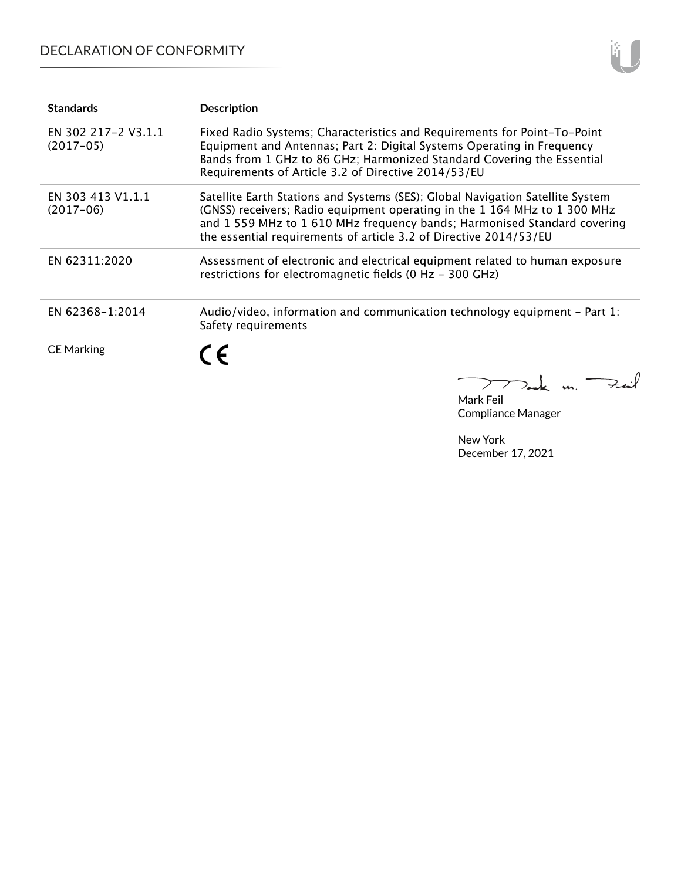| Standards | Description |
| --- | --- |
| EN 302 217-2 V3.1.1 (2017-05) | Fixed Radio Systems; Characteristics and Requirements for Point-To-Point Equipment and Antennas; Part 2: Digital Systems Operating in Frequency Bands from 1 GHz to 86 GHz; Harmonized Standard Covering the Essential Requirements of Article 3.2 of Directive 2014/53/EU |
| EN 303 413 V1.1.1 (2017-06) | Satellite Earth Stations and Systems (SES); Global Navigation Satellite System (GNSS) receivers; Radio equipment operating in the 1 164 MHz to 1 300 MHz and 1 559 MHz to 1 610 MHz frequency bands; Harmonised Standard covering the essential requirements of article 3.2 of Directive 2014/53/EU |
| EN 62311:2020 | Assessment of electronic and electrical equipment related to human exposure restrictions for electromagnetic fields (0 Hz - 300 GHz) |
| EN 62368-1:2014 | Audio/video, information and communication technology equipment - Part 1: Safety requirements |
| CE Marking | CE |

Mark Feil
Compliance Manager

New York
December 17, 2021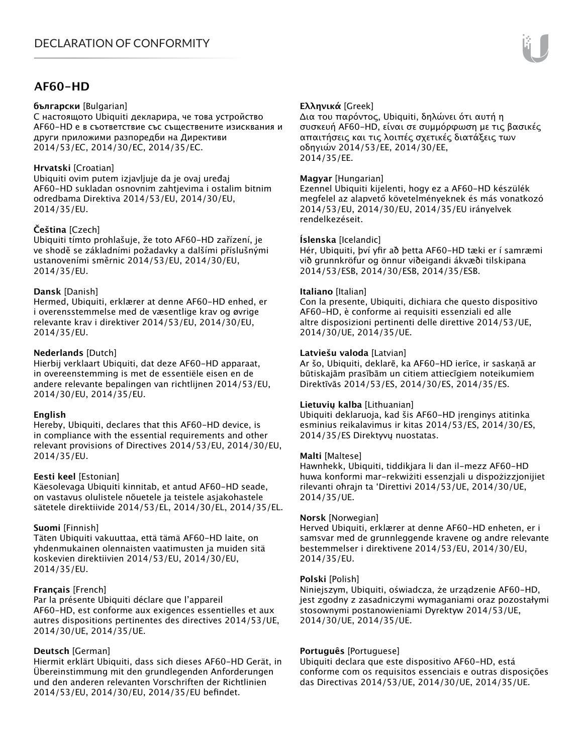# DECLARATION OF CONFORMITY

## AF60-HD

**български** [Bulgarian]
С настоящото Ubiquiti декларира, че това устройство AF60-HD е в съответствие със съществените изисквания и други приложими разпоредби на Директиви 2014/53/EC, 2014/30/ЕС, 2014/35/ЕС.

**Hrvatski** [Croatian]
Ubiquiti ovim putem izjavljuje da je ovaj uređaj AF60-HD sukladan osnovnim zahtjevima i ostalim bitnim odredbama Direktiva 2014/53/EU, 2014/30/EU, 2014/35/EU.

**Čeština** [Czech]
Ubiquiti tímto prohlašuje, že toto AF60-HD zařízení, je ve shodě se základními požadavky a dalšími příslušnými ustanoveními směrnic 2014/53/EU, 2014/30/EU, 2014/35/EU.

**Dansk** [Danish]
Hermed, Ubiquiti, erklærer at denne AF60-HD enhed, er i overensstemmelse med de væsentlige krav og øvrige relevante krav i direktiver 2014/53/EU, 2014/30/EU, 2014/35/EU.

**Nederlands** [Dutch]
Hierbij verklaart Ubiquiti, dat deze AF60-HD apparaat, in overeenstemming is met de essentiële eisen en de andere relevante bepalingen van richtlijnen 2014/53/EU, 2014/30/EU, 2014/35/EU.

**English**
Hereby, Ubiquiti, declares that this AF60-HD device, is in compliance with the essential requirements and other relevant provisions of Directives 2014/53/EU, 2014/30/EU, 2014/35/EU.

**Eesti keel** [Estonian]
Käesolevaga Ubiquiti kinnitab, et antud AF60-HD seade, on vastavus olulistele nõuetele ja teistele asjakohastele sätetele direktiivide 2014/53/EL, 2014/30/EL, 2014/35/EL.

**Suomi** [Finnish]
Täten Ubiquiti vakuuttaa, että tämä AF60-HD laite, on yhdenmukainen olennaisten vaatimusten ja muiden sitä koskevien direktiivien 2014/53/EU, 2014/30/EU, 2014/35/EU.

**Français** [French]
Par la présente Ubiquiti déclare que l'appareil AF60-HD, est conforme aux exigences essentielles et aux autres dispositions pertinentes des directives 2014/53/UE, 2014/30/UE, 2014/35/UE.

**Deutsch** [German]
Hiermit erklärt Ubiquiti, dass sich dieses AF60-HD Gerät, in Übereinstimmung mit den grundlegenden Anforderungen und den anderen relevanten Vorschriften der Richtlinien 2014/53/EU, 2014/30/EU, 2014/35/EU befindet.

**Ελληνικά** [Greek]
Δια του παρόντος, Ubiquiti, δηλώνει ότι αυτή η συσκευή AF60-HD, είναι σε συμμόρφωση με τις βασικές απαιτήσεις και τις λοιπές σχετικές διατάξεις των οδηγιών 2014/53/EE, 2014/30/EE, 2014/35/EE.

**Magyar** [Hungarian]
Ezennel Ubiquiti kijelenti, hogy ez a AF60-HD készülék megfelel az alapvető követelményeknek és más vonatkozó 2014/53/EU, 2014/30/EU, 2014/35/EU irányelvek rendelkezéseit.

**Íslenska** [Icelandic]
Hér, Ubiquiti, því yfir að þetta AF60-HD tæki er í samræmi við grunnkröfur og önnur viðeigandi ákvæði tilskipana 2014/53/ESB, 2014/30/ESB, 2014/35/ESB.

**Italiano** [Italian]
Con la presente, Ubiquiti, dichiara che questo dispositivo AF60-HD, è conforme ai requisiti essenziali ed alle altre disposizioni pertinenti delle direttive 2014/53/UE, 2014/30/UE, 2014/35/UE.

**Latviešu valoda** [Latvian]
Ar šo, Ubiquiti, deklarē, ka AF60-HD ierīce, ir saskaņā ar būtiskajām prasībām un citiem attiecīgiem noteikumiem Direktīvās 2014/53/ES, 2014/30/ES, 2014/35/ES.

**Lietuvių kalba** [Lithuanian]
Ubiquiti deklaruoja, kad šis AF60-HD įrenginys atitinka esminius reikalavimus ir kitas 2014/53/ES, 2014/30/ES, 2014/35/ES Direktyvų nuostatas.

**Malti** [Maltese]
Hawnhekk, Ubiquiti, tiddikjara li dan il-mezz AF60-HD huwa konformi mar-rekwiżiti essenzjali u dispożizzjonijiet rilevanti oħrajn ta 'Direttivi 2014/53/UE, 2014/30/UE, 2014/35/UE.

**Norsk** [Norwegian]
Herved Ubiquiti, erklærer at denne AF60-HD enheten, er i samsvar med de grunnleggende kravene og andre relevante bestemmelser i direktivene 2014/53/EU, 2014/30/EU, 2014/35/EU.

**Polski** [Polish]
Niniejszym, Ubiquiti, oświadcza, że urządzenie AF60-HD, jest zgodny z zasadniczymi wymaganiami oraz pozostałymi stosownymi postanowieniami Dyrektyw 2014/53/UE, 2014/30/UE, 2014/35/UE.

**Português** [Portuguese]
Ubiquiti declara que este dispositivo AF60-HD, está conforme com os requisitos essenciais e outras disposições das Directivas 2014/53/UE, 2014/30/UE, 2014/35/UE.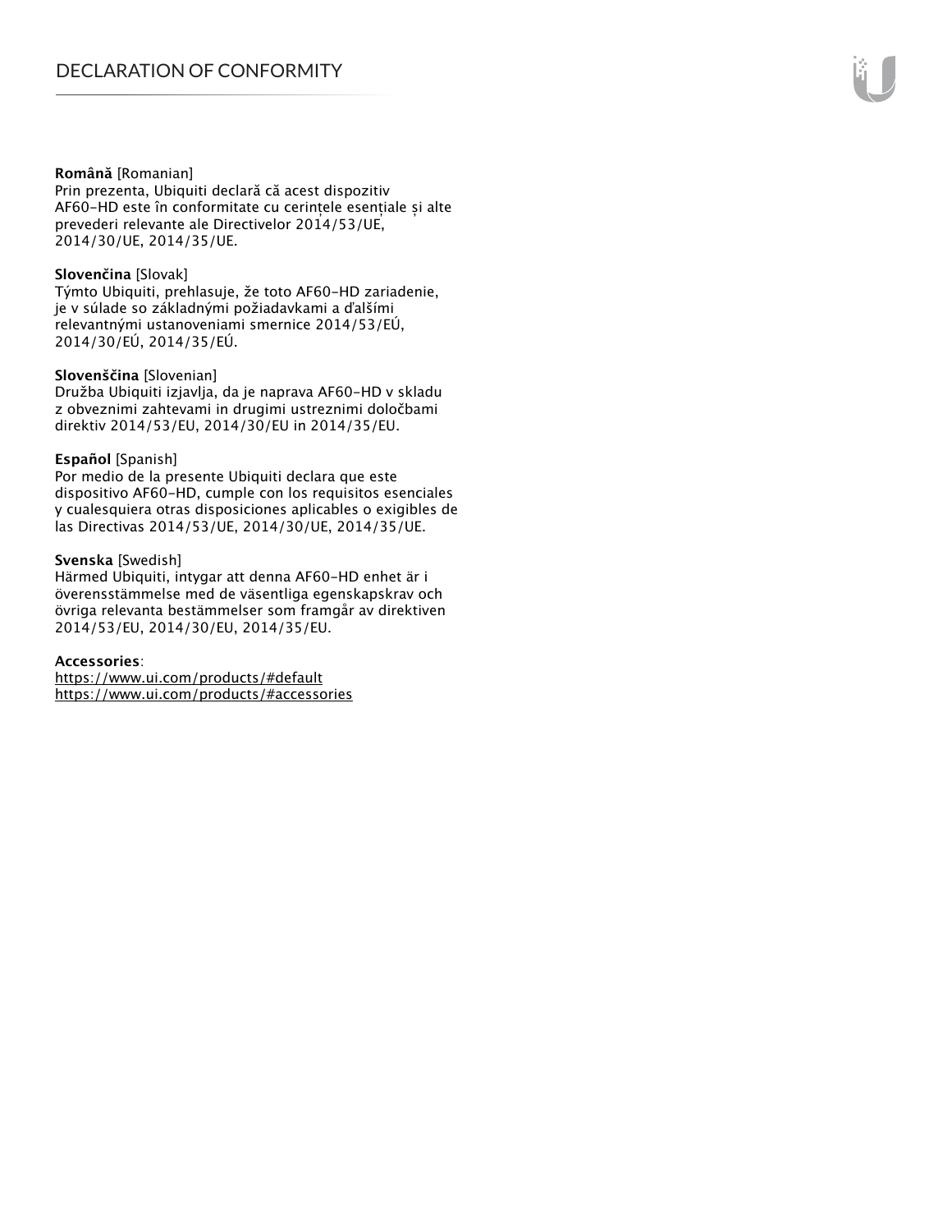**Română** [Romanian]
Prin prezenta, Ubiquiti declară că acest dispozitiv AF60-HD este în conformitate cu cerințele esențiale și alte prevederi relevante ale Directivelor 2014/53/UE, 2014/30/UE, 2014/35/UE.

**Slovenčina** [Slovak]
Týmto Ubiquiti, prehlasuje, že toto AF60-HD zariadenie, je v súlade so základnými požiadavkami a ďalšími relevantnými ustanoveniami smernice 2014/53/EÚ, 2014/30/EÚ, 2014/35/EÚ.

**Slovenščina** [Slovenian]
Družba Ubiquiti izjavlja, da je naprava AF60-HD v skladu z obveznimi zahtevami in drugimi ustreznimi določbami direktiv 2014/53/EU, 2014/30/EU in 2014/35/EU.

**Español** [Spanish]
Por medio de la presente Ubiquiti declara que este dispositivo AF60-HD, cumple con los requisitos esenciales y cualesquiera otras disposiciones aplicables o exigibles de las Directivas 2014/53/UE, 2014/30/UE, 2014/35/UE.

**Svenska** [Swedish]
Härmed Ubiquiti, intygar att denna AF60-HD enhet är i överensstämmelse med de väsentliga egenskapskrav och övriga relevanta bestämmelser som framgår av direktiven 2014/53/EU, 2014/30/EU, 2014/35/EU.

**Accessories**:
https://www.ui.com/products/#default
https://www.ui.com/products/#accessories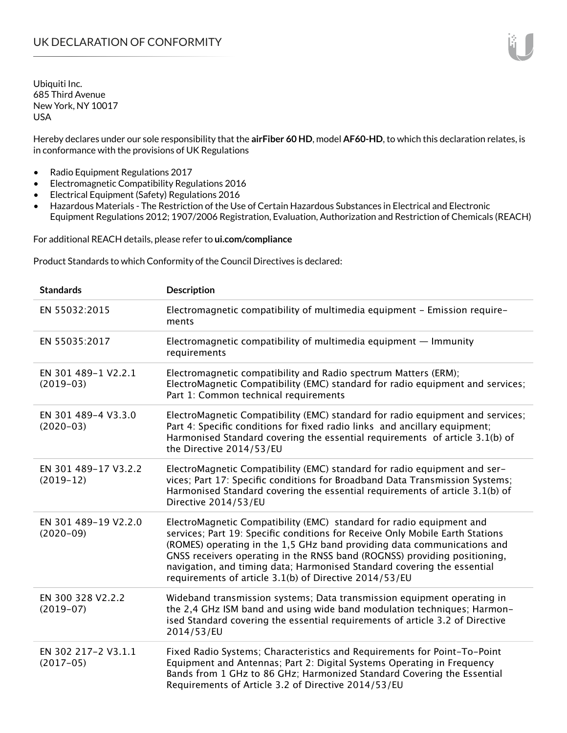# UK DECLARATION OF CONFORMITY

Ubiquiti Inc.
685 Third Avenue
New York, NY 10017
USA

Hereby declares under our sole responsibility that the **airFiber 60 HD**, model **AF60-HD**, to which this declaration relates, is in conformance with the provisions of UK Regulations

- Radio Equipment Regulations 2017
- Electromagnetic Compatibility Regulations 2016
- Electrical Equipment (Safety) Regulations 2016
- Hazardous Materials - The Restriction of the Use of Certain Hazardous Substances in Electrical and Electronic Equipment Regulations 2012; 1907/2006 Registration, Evaluation, Authorization and Restriction of Chemicals (REACH)

For additional REACH details, please refer to **ui.com/compliance**

Product Standards to which Conformity of the Council Directives is declared:

| Standards | Description |
|---|---|
| EN 55032:2015 | Electromagnetic compatibility of multimedia equipment - Emission requirements |
| EN 55035:2017 | Electromagnetic compatibility of multimedia equipment — Immunity requirements |
| EN 301 489-1 V2.2.1 (2019-03) | Electromagnetic compatibility and Radio spectrum Matters (ERM); ElectroMagnetic Compatibility (EMC) standard for radio equipment and services; Part 1: Common technical requirements |
| EN 301 489-4 V3.3.0 (2020-03) | ElectroMagnetic Compatibility (EMC) standard for radio equipment and services; Part 4: Specific conditions for fixed radio links and ancillary equipment; Harmonised Standard covering the essential requirements of article 3.1(b) of the Directive 2014/53/EU |
| EN 301 489-17 V3.2.2 (2019-12) | ElectroMagnetic Compatibility (EMC) standard for radio equipment and services; Part 17: Specific conditions for Broadband Data Transmission Systems; Harmonised Standard covering the essential requirements of article 3.1(b) of Directive 2014/53/EU |
| EN 301 489-19 V2.2.0 (2020-09) | ElectroMagnetic Compatibility (EMC) standard for radio equipment and services; Part 19: Specific conditions for Receive Only Mobile Earth Stations (ROMES) operating in the 1,5 GHz band providing data communications and GNSS receivers operating in the RNSS band (ROGNSS) providing positioning, navigation, and timing data; Harmonised Standard covering the essential requirements of article 3.1(b) of Directive 2014/53/EU |
| EN 300 328 V2.2.2 (2019-07) | Wideband transmission systems; Data transmission equipment operating in the 2,4 GHz ISM band and using wide band modulation techniques; Harmonised Standard covering the essential requirements of article 3.2 of Directive 2014/53/EU |
| EN 302 217-2 V3.1.1 (2017-05) | Fixed Radio Systems; Characteristics and Requirements for Point-To-Point Equipment and Antennas; Part 2: Digital Systems Operating in Frequency Bands from 1 GHz to 86 GHz; Harmonized Standard Covering the Essential Requirements of Article 3.2 of Directive 2014/53/EU |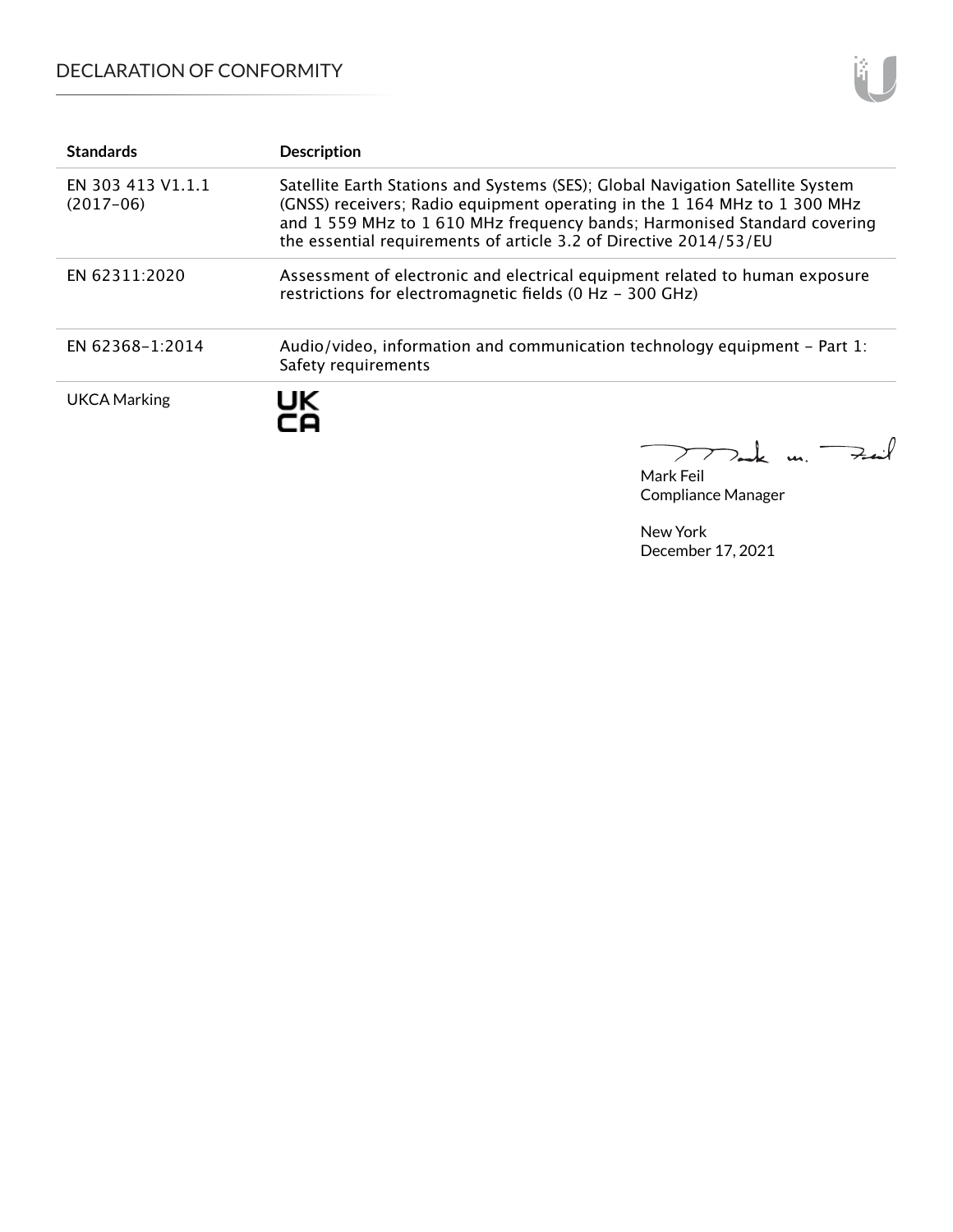| Standards | Description |
| --- | --- |
| EN 303 413 V1.1.1 (2017-06) | Satellite Earth Stations and Systems (SES); Global Navigation Satellite System (GNSS) receivers; Radio equipment operating in the 1 164 MHz to 1 300 MHz and 1 559 MHz to 1 610 MHz frequency bands; Harmonised Standard covering the essential requirements of article 3.2 of Directive 2014/53/EU |
| EN 62311:2020 | Assessment of electronic and electrical equipment related to human exposure restrictions for electromagnetic fields (0 Hz - 300 GHz) |
| EN 62368-1:2014 | Audio/video, information and communication technology equipment - Part 1: Safety requirements |
| UKCA Marking | UK CA |

Mark Feil
Compliance Manager

New York
December 17, 2021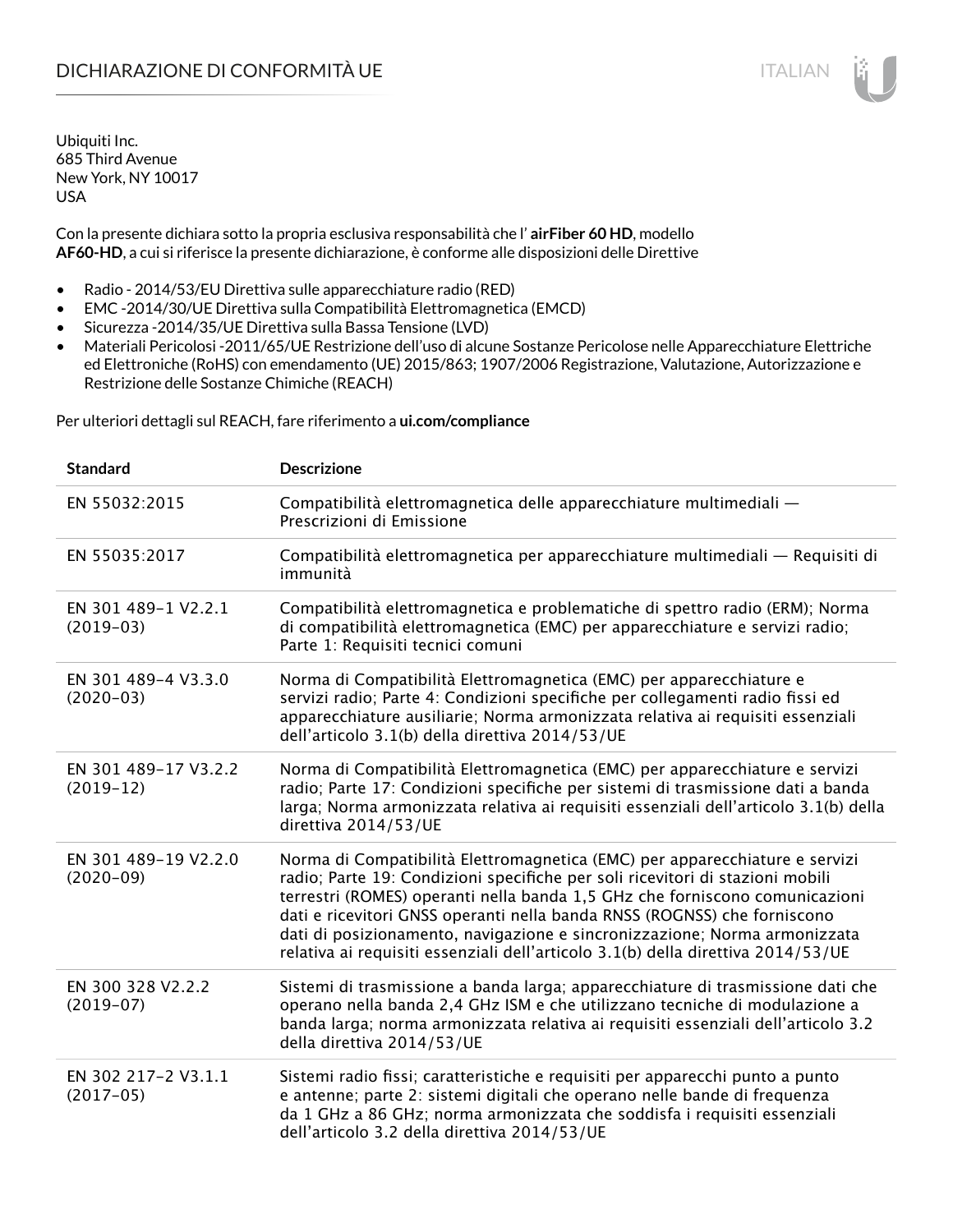# DICHIARAZIONE DI CONFORMITÀ UE

Ubiquiti Inc.
685 Third Avenue
New York, NY 10017
USA

Con la presente dichiara sotto la propria esclusiva responsabilità che l' **airFiber 60 HD**, modello **AF60-HD**, a cui si riferisce la presente dichiarazione, è conforme alle disposizioni delle Direttive

- Radio - 2014/53/EU Direttiva sulle apparecchiature radio (RED)
- EMC -2014/30/UE Direttiva sulla Compatibilità Elettromagnetica (EMCD)
- Sicurezza -2014/35/UE Direttiva sulla Bassa Tensione (LVD)
- Materiali Pericolosi -2011/65/UE Restrizione dell'uso di alcune Sostanze Pericolose nelle Apparecchiature Elettriche ed Elettroniche (RoHS) con emendamento (UE) 2015/863; 1907/2006 Registrazione, Valutazione, Autorizzazione e Restrizione delle Sostanze Chimiche (REACH)

Per ulteriori dettagli sul REACH, fare riferimento a **ui.com/compliance**

| Standard | Descrizione |
|---|---|
| EN 55032:2015 | Compatibilità elettromagnetica delle apparecchiature multimediali — Prescrizioni di Emissione |
| EN 55035:2017 | Compatibilità elettromagnetica per apparecchiature multimediali — Requisiti di immunità |
| EN 301 489-1 V2.2.1 (2019-03) | Compatibilità elettromagnetica e problematiche di spettro radio (ERM); Norma di compatibilità elettromagnetica (EMC) per apparecchiature e servizi radio; Parte 1: Requisiti tecnici comuni |
| EN 301 489-4 V3.3.0 (2020-03) | Norma di Compatibilità Elettromagnetica (EMC) per apparecchiature e servizi radio; Parte 4: Condizioni specifiche per collegamenti radio fissi ed apparecchiature ausiliarie; Norma armonizzata relativa ai requisiti essenziali dell'articolo 3.1(b) della direttiva 2014/53/UE |
| EN 301 489-17 V3.2.2 (2019-12) | Norma di Compatibilità Elettromagnetica (EMC) per apparecchiature e servizi radio; Parte 17: Condizioni specifiche per sistemi di trasmissione dati a banda larga; Norma armonizzata relativa ai requisiti essenziali dell'articolo 3.1(b) della direttiva 2014/53/UE |
| EN 301 489-19 V2.2.0 (2020-09) | Norma di Compatibilità Elettromagnetica (EMC) per apparecchiature e servizi radio; Parte 19: Condizioni specifiche per soli ricevitori di stazioni mobili terrestri (ROMES) operanti nella banda 1,5 GHz che forniscono comunicazioni dati e ricevitori GNSS operanti nella banda RNSS (ROGNSS) che forniscono dati di posizionamento, navigazione e sincronizzazione; Norma armonizzata relativa ai requisiti essenziali dell'articolo 3.1(b) della direttiva 2014/53/UE |
| EN 300 328 V2.2.2 (2019-07) | Sistemi di trasmissione a banda larga; apparecchiature di trasmissione dati che operano nella banda 2,4 GHz ISM e che utilizzano tecniche di modulazione a banda larga; norma armonizzata relativa ai requisiti essenziali dell'articolo 3.2 della direttiva 2014/53/UE |
| EN 302 217-2 V3.1.1 (2017-05) | Sistemi radio fissi; caratteristiche e requisiti per apparecchi punto a punto e antenne; parte 2: sistemi digitali che operano nelle bande di frequenza da 1 GHz a 86 GHz; norma armonizzata che soddisfa i requisiti essenziali dell'articolo 3.2 della direttiva 2014/53/UE |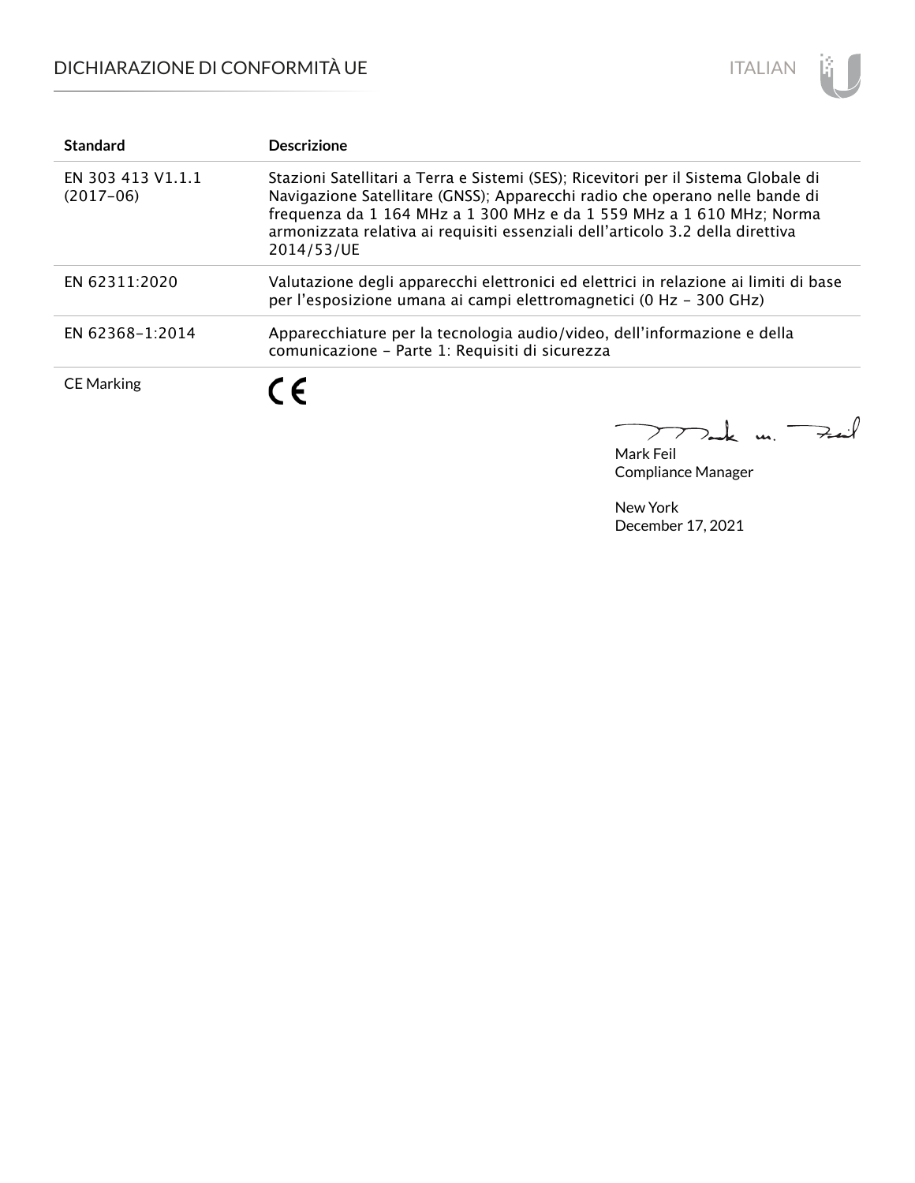## DICHIARAZIONE DI CONFORMITÀ UE

| Standard | Descrizione |
|---|---|
| EN 303 413 V1.1.1 (2017-06) | Stazioni Satellitari a Terra e Sistemi (SES); Ricevitori per il Sistema Globale di Navigazione Satellitare (GNSS); Apparecchi radio che operano nelle bande di frequenza da 1 164 MHz a 1 300 MHz e da 1 559 MHz a 1 610 MHz; Norma armonizzata relativa ai requisiti essenziali dell'articolo 3.2 della direttiva 2014/53/UE |
| EN 62311:2020 | Valutazione degli apparecchi elettronici ed elettrici in relazione ai limiti di base per l'esposizione umana ai campi elettromagnetici (0 Hz - 300 GHz) |
| EN 62368-1:2014 | Apparecchiature per la tecnologia audio/video, dell'informazione e della comunicazione - Parte 1: Requisiti di sicurezza |
| CE Marking | CE |

Mark Feil
Compliance Manager

New York
December 17, 2021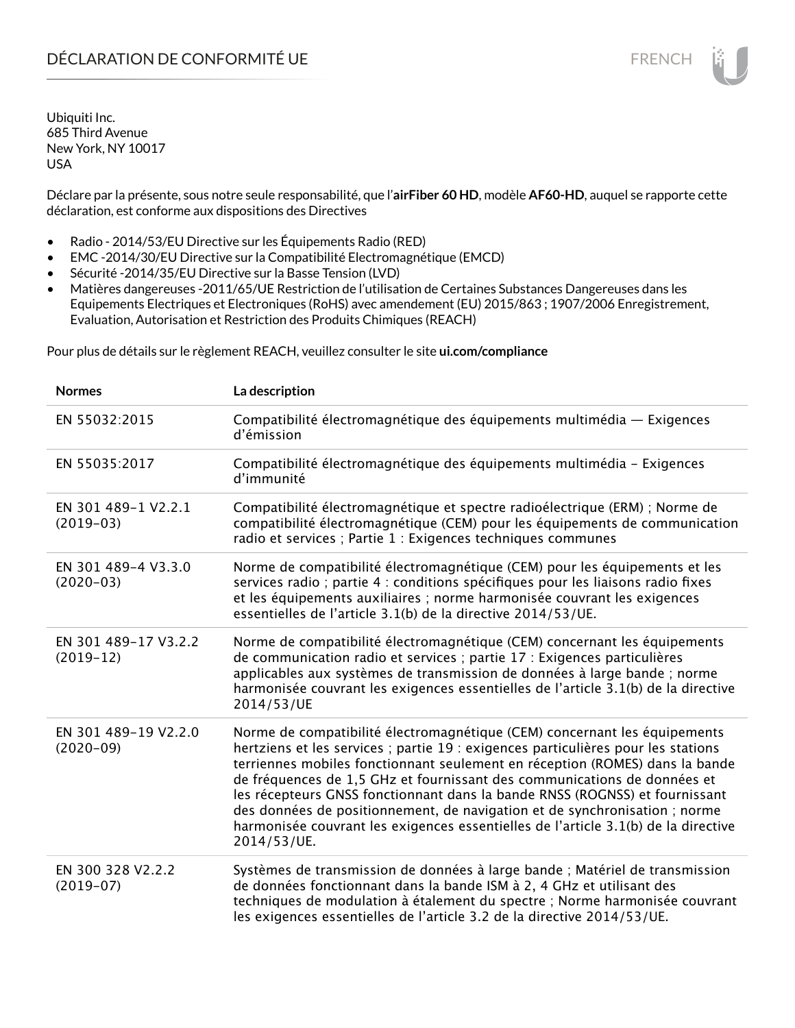# DÉCLARATION DE CONFORMITÉ UE

Ubiquiti Inc.
685 Third Avenue
New York, NY 10017
USA

Déclare par la présente, sous notre seule responsabilité, que l'**airFiber 60 HD**, modèle **AF60-HD**, auquel se rapporte cette déclaration, est conforme aux dispositions des Directives

- Radio - 2014/53/EU Directive sur les Équipements Radio (RED)
- EMC -2014/30/EU Directive sur la Compatibilité Electromagnétique (EMCD)
- Sécurité -2014/35/EU Directive sur la Basse Tension (LVD)
- Matières dangereuses -2011/65/UE Restriction de l'utilisation de Certaines Substances Dangereuses dans les Equipements Electriques et Electroniques (RoHS) avec amendement (EU) 2015/863 ; 1907/2006 Enregistrement, Evaluation, Autorisation et Restriction des Produits Chimiques (REACH)

Pour plus de détails sur le règlement REACH, veuillez consulter le site **ui.com/compliance**

| Normes | La description |
|---|---|
| EN 55032:2015 | Compatibilité électromagnétique des équipements multimédia — Exigences d'émission |
| EN 55035:2017 | Compatibilité électromagnétique des équipements multimédia – Exigences d'immunité |
| EN 301 489-1 V2.2.1 (2019-03) | Compatibilité électromagnétique et spectre radioélectrique (ERM) ; Norme de compatibilité électromagnétique (CEM) pour les équipements de communication radio et services ; Partie 1 : Exigences techniques communes |
| EN 301 489-4 V3.3.0 (2020-03) | Norme de compatibilité électromagnétique (CEM) pour les équipements et les services radio ; partie 4 : conditions spécifiques pour les liaisons radio fixes et les équipements auxiliaires ; norme harmonisée couvrant les exigences essentielles de l'article 3.1(b) de la directive 2014/53/UE. |
| EN 301 489-17 V3.2.2 (2019-12) | Norme de compatibilité électromagnétique (CEM) concernant les équipements de communication radio et services ; partie 17 : Exigences particulières applicables aux systèmes de transmission de données à large bande ; norme harmonisée couvrant les exigences essentielles de l'article 3.1(b) de la directive 2014/53/UE |
| EN 301 489-19 V2.2.0 (2020-09) | Norme de compatibilité électromagnétique (CEM) concernant les équipements hertziens et les services ; partie 19 : exigences particulières pour les stations terriennes mobiles fonctionnant seulement en réception (ROMES) dans la bande de fréquences de 1,5 GHz et fournissant des communications de données et les récepteurs GNSS fonctionnant dans la bande RNSS (ROGNSS) et fournissant des données de positionnement, de navigation et de synchronisation ; norme harmonisée couvrant les exigences essentielles de l'article 3.1(b) de la directive 2014/53/UE. |
| EN 300 328 V2.2.2 (2019-07) | Systèmes de transmission de données à large bande ; Matériel de transmission de données fonctionnant dans la bande ISM à 2, 4 GHz et utilisant des techniques de modulation à étalement du spectre ; Norme harmonisée couvrant les exigences essentielles de l'article 3.2 de la directive 2014/53/UE. |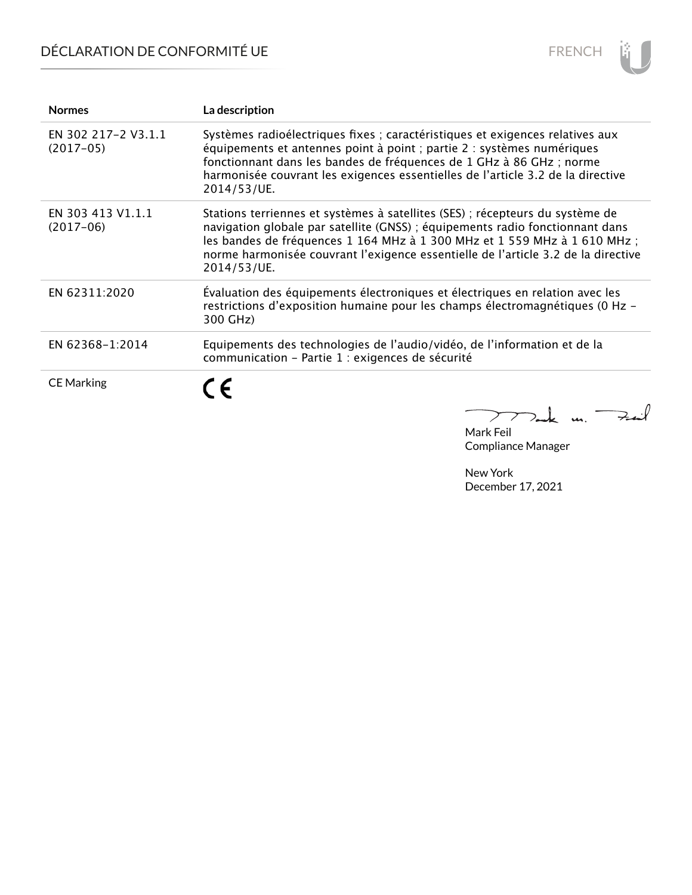| Normes | La description |
| --- | --- |
| EN 302 217-2 V3.1.1 (2017-05) | Systèmes radioélectriques fixes ; caractéristiques et exigences relatives aux équipements et antennes point à point ; partie 2 : systèmes numériques fonctionnant dans les bandes de fréquences de 1 GHz à 86 GHz ; norme harmonisée couvrant les exigences essentielles de l'article 3.2 de la directive 2014/53/UE. |
| EN 303 413 V1.1.1 (2017-06) | Stations terriennes et systèmes à satellites (SES) ; récepteurs du système de navigation globale par satellite (GNSS) ; équipements radio fonctionnant dans les bandes de fréquences 1 164 MHz à 1 300 MHz et 1 559 MHz à 1 610 MHz ; norme harmonisée couvrant l'exigence essentielle de l'article 3.2 de la directive 2014/53/UE. |
| EN 62311:2020 | Évaluation des équipements électroniques et électriques en relation avec les restrictions d'exposition humaine pour les champs électromagnétiques (0 Hz – 300 GHz) |
| EN 62368-1:2014 | Equipements des technologies de l'audio/vidéo, de l'information et de la communication – Partie 1 : exigences de sécurité |
| CE Marking | CE |

Mark Feil
Compliance Manager

New York
December 17, 2021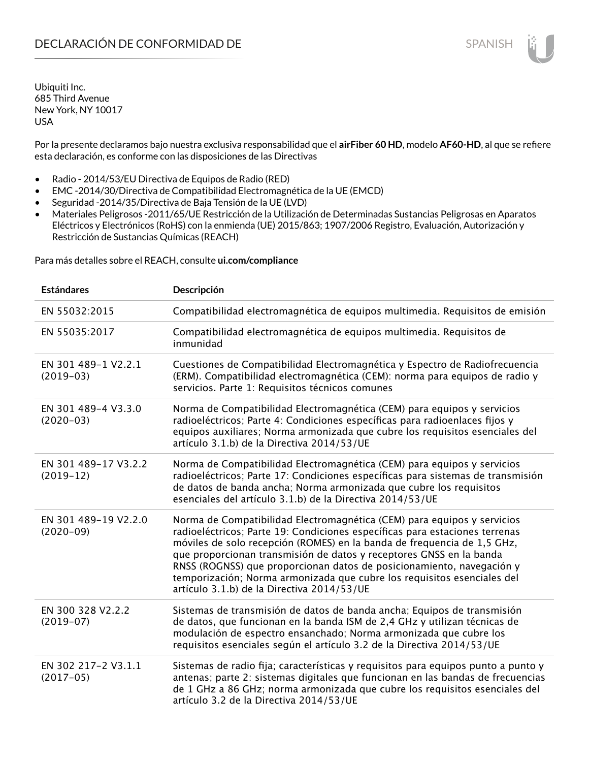# DECLARACIÓN DE CONFORMIDAD DE

Ubiquiti Inc.
685 Third Avenue
New York, NY 10017
USA

Por la presente declaramos bajo nuestra exclusiva responsabilidad que el **airFiber 60 HD**, modelo **AF60-HD**, al que se refiere esta declaración, es conforme con las disposiciones de las Directivas

- Radio - 2014/53/EU Directiva de Equipos de Radio (RED)
- EMC -2014/30/Directiva de Compatibilidad Electromagnética de la UE (EMCD)
- Seguridad -2014/35/Directiva de Baja Tensión de la UE (LVD)
- Materiales Peligrosos -2011/65/UE Restricción de la Utilización de Determinadas Sustancias Peligrosas en Aparatos Eléctricos y Electrónicos (RoHS) con la enmienda (UE) 2015/863; 1907/2006 Registro, Evaluación, Autorización y Restricción de Sustancias Químicas (REACH)

Para más detalles sobre el REACH, consulte **ui.com/compliance**

| Estándares | Descripción |
|---|---|
| EN 55032:2015 | Compatibilidad electromagnética de equipos multimedia. Requisitos de emisión |
| EN 55035:2017 | Compatibilidad electromagnética de equipos multimedia. Requisitos de inmunidad |
| EN 301 489-1 V2.2.1 (2019-03) | Cuestiones de Compatibilidad Electromagnética y Espectro de Radiofrecuencia (ERM). Compatibilidad electromagnética (CEM): norma para equipos de radio y servicios. Parte 1: Requisitos técnicos comunes |
| EN 301 489-4 V3.3.0 (2020-03) | Norma de Compatibilidad Electromagnética (CEM) para equipos y servicios radioeléctricos; Parte 4: Condiciones específicas para radioenlaces fijos y equipos auxiliares; Norma armonizada que cubre los requisitos esenciales del artículo 3.1.b) de la Directiva 2014/53/UE |
| EN 301 489-17 V3.2.2 (2019-12) | Norma de Compatibilidad Electromagnética (CEM) para equipos y servicios radioeléctricos; Parte 17: Condiciones específicas para sistemas de transmisión de datos de banda ancha; Norma armonizada que cubre los requisitos esenciales del artículo 3.1.b) de la Directiva 2014/53/UE |
| EN 301 489-19 V2.2.0 (2020-09) | Norma de Compatibilidad Electromagnética (CEM) para equipos y servicios radioeléctricos; Parte 19: Condiciones específicas para estaciones terrenas móviles de solo recepción (ROMES) en la banda de frequencia de 1,5 GHz, que proporcionan transmisión de datos y receptores GNSS en la banda RNSS (ROGNSS) que proporcionan datos de posicionamiento, navegación y temporización; Norma armonizada que cubre los requisitos esenciales del artículo 3.1.b) de la Directiva 2014/53/UE |
| EN 300 328 V2.2.2 (2019-07) | Sistemas de transmisión de datos de banda ancha; Equipos de transmisión de datos, que funcionan en la banda ISM de 2,4 GHz y utilizan técnicas de modulación de espectro ensanchado; Norma armonizada que cubre los requisitos esenciales según el artículo 3.2 de la Directiva 2014/53/UE |
| EN 302 217-2 V3.1.1 (2017-05) | Sistemas de radio fija; características y requisitos para equipos punto a punto y antenas; parte 2: sistemas digitales que funcionan en las bandas de frecuencias de 1 GHz a 86 GHz; norma armonizada que cubre los requisitos esenciales del artículo 3.2 de la Directiva 2014/53/UE |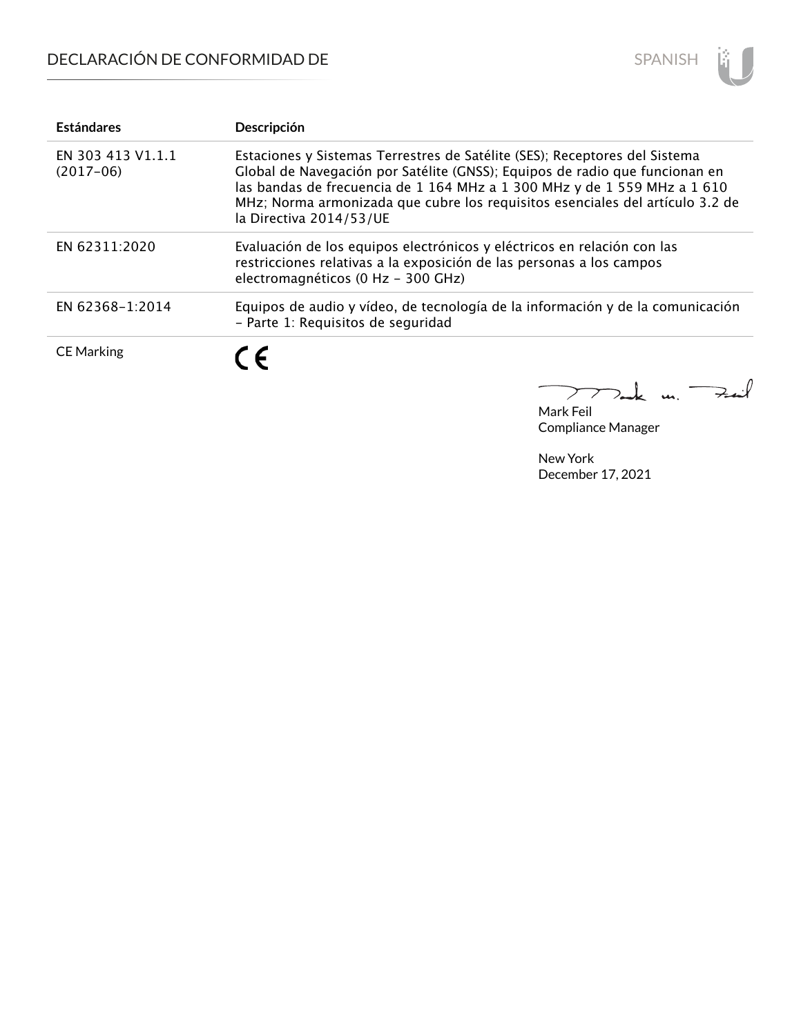# DECLARACIÓN DE CONFORMIDAD DE

| Estándares | Descripción |
| --- | --- |
| EN 303 413 V1.1.1 (2017-06) | Estaciones y Sistemas Terrestres de Satélite (SES); Receptores del Sistema Global de Navegación por Satélite (GNSS); Equipos de radio que funcionan en las bandas de frecuencia de 1 164 MHz a 1 300 MHz y de 1 559 MHz a 1 610 MHz; Norma armonizada que cubre los requisitos esenciales del artículo 3.2 de la Directiva 2014/53/UE |
| EN 62311:2020 | Evaluación de los equipos electrónicos y eléctricos en relación con las restricciones relativas a la exposición de las personas a los campos electromagnéticos (0 Hz - 300 GHz) |
| EN 62368-1:2014 | Equipos de audio y vídeo, de tecnología de la información y de la comunicación - Parte 1: Requisitos de seguridad |
| CE Marking | CE |

Mark Feil
Compliance Manager

New York
December 17, 2021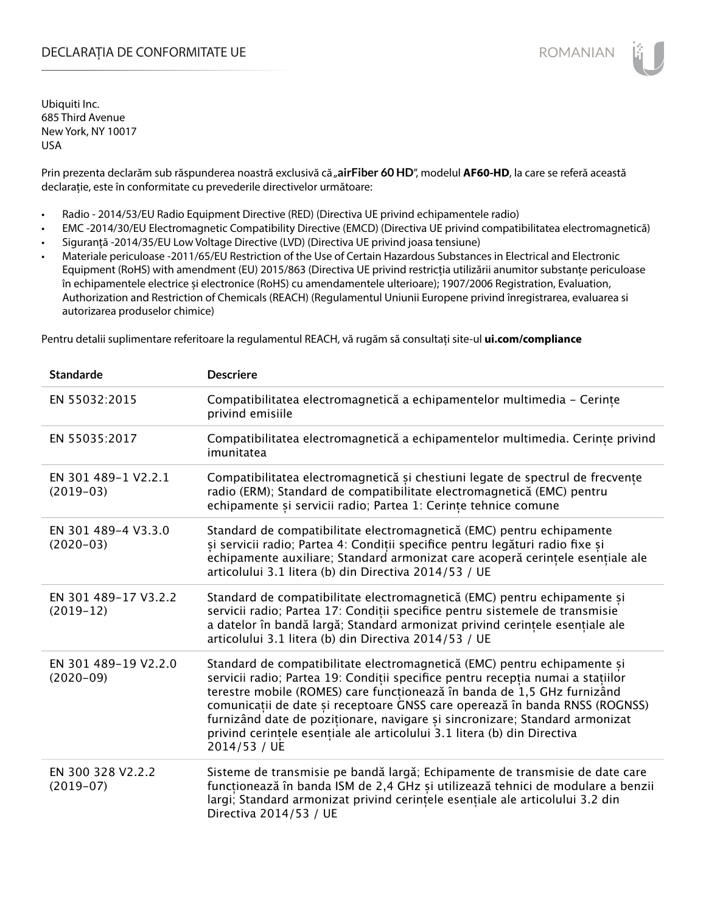# DECLARAȚIA DE CONFORMITATE UE

ROMANIAN

Ubiquiti Inc.
685 Third Avenue
New York, NY 10017
USA

Prin prezenta declarăm sub răspunderea noastră exclusivă că „**airFiber 60 HD**”, modelul **AF60-HD**, la care se referă această declarație, este în conformitate cu prevederile directivelor următoare:

- Radio - 2014/53/EU Radio Equipment Directive (RED) (Directiva UE privind echipamentele radio)
- EMC -2014/30/EU Electromagnetic Compatibility Directive (EMCD) (Directiva UE privind compatibilitatea electromagnetică)
- Siguranță -2014/35/EU Low Voltage Directive (LVD) (Directiva UE privind joasa tensiune)
- Materiale periculoase -2011/65/EU Restriction of the Use of Certain Hazardous Substances in Electrical and Electronic Equipment (RoHS) with amendment (EU) 2015/863 (Directiva UE privind restricția utilizării anumitor substanțe periculoase în echipamentele electrice și electronice (RoHS) cu amendamentele ulterioare); 1907/2006 Registration, Evaluation, Authorization and Restriction of Chemicals (REACH) (Regulamentul Uniunii Europene privind înregistrarea, evaluarea si autorizarea produselor chimice)

Pentru detalii suplimentare referitoare la regulamentul REACH, vă rugăm să consultați site-ul **ui.com/compliance**

| Standarde | Descriere |
|---|---|
| EN 55032:2015 | Compatibilitatea electromagnetică a echipamentelor multimedia – Cerințe privind emisiile |
| EN 55035:2017 | Compatibilitatea electromagnetică a echipamentelor multimedia. Cerințe privind imunitatea |
| EN 301 489-1 V2.2.1 (2019-03) | Compatibilitatea electromagnetică și chestiuni legate de spectrul de frecvențe radio (ERM); Standard de compatibilitate electromagnetică (EMC) pentru echipamente și servicii radio; Partea 1: Cerințe tehnice comune |
| EN 301 489-4 V3.3.0 (2020-03) | Standard de compatibilitate electromagnetică (EMC) pentru echipamente și servicii radio; Partea 4: Condiții specifice pentru legături radio fixe și echipamente auxiliare; Standard armonizat care acoperă cerințele esențiale ale articolului 3.1 litera (b) din Directiva 2014/53 / UE |
| EN 301 489-17 V3.2.2 (2019-12) | Standard de compatibilitate electromagnetică (EMC) pentru echipamente și servicii radio; Partea 17: Condiții specifice pentru sistemele de transmisie a datelor în bandă largă; Standard armonizat privind cerințele esențiale ale articolului 3.1 litera (b) din Directiva 2014/53 / UE |
| EN 301 489-19 V2.2.0 (2020-09) | Standard de compatibilitate electromagnetică (EMC) pentru echipamente și servicii radio; Partea 19: Condiții specifice pentru recepția numai a stațiilor terestre mobile (ROMES) care funcționează în banda de 1,5 GHz furnizând comunicații de date și receptoare GNSS care operează în banda RNSS (ROGNSS) furnizând date de poziționare, navigare și sincronizare; Standard armonizat privind cerințele esențiale ale articolului 3.1 litera (b) din Directiva 2014/53 / UE |
| EN 300 328 V2.2.2 (2019-07) | Sisteme de transmisie pe bandă largă; Echipamente de transmisie de date care funcționează în banda ISM de 2,4 GHz și utilizează tehnici de modulare a benzii largi; Standard armonizat privind cerințele esențiale ale articolului 3.2 din Directiva 2014/53 / UE |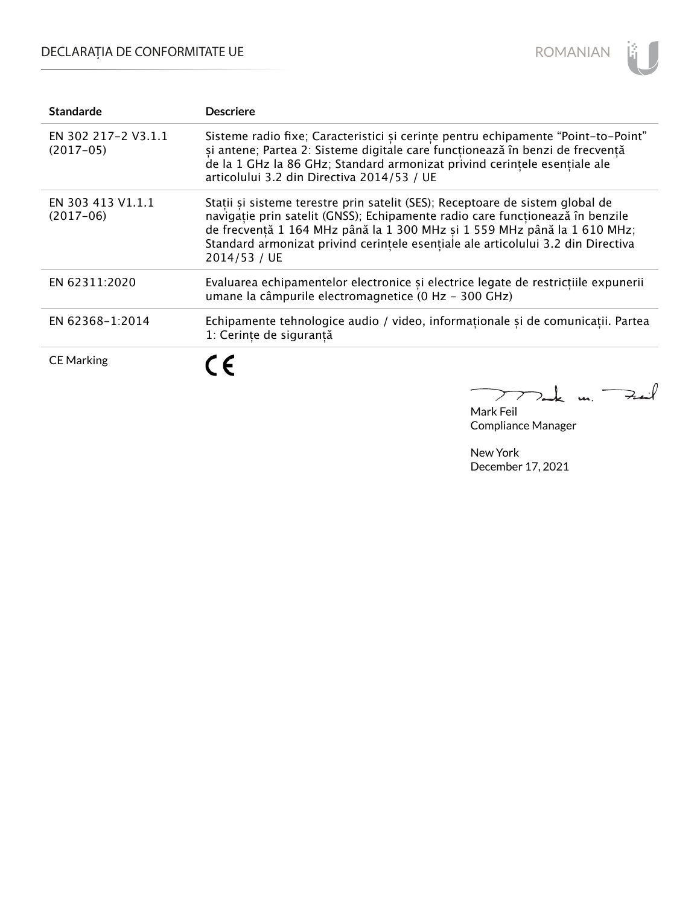| Standarde | Descriere |
| --- | --- |
| EN 302 217-2 V3.1.1 (2017-05) | Sisteme radio fixe; Caracteristici și cerințe pentru echipamente “Point-to-Point” și antene; Partea 2: Sisteme digitale care funcționează în benzi de frecvență de la 1 GHz la 86 GHz; Standard armonizat privind cerințele esențiale ale articolului 3.2 din Directiva 2014/53 / UE |
| EN 303 413 V1.1.1 (2017-06) | Stații și sisteme terestre prin satelit (SES); Receptoare de sistem global de navigație prin satelit (GNSS); Echipamente radio care funcționează în benzile de frecvență 1 164 MHz până la 1 300 MHz și 1 559 MHz până la 1 610 MHz; Standard armonizat privind cerințele esențiale ale articolului 3.2 din Directiva 2014/53 / UE |
| EN 62311:2020 | Evaluarea echipamentelor electronice și electrice legate de restricțiile expunerii umane la câmpurile electromagnetice (0 Hz - 300 GHz) |
| EN 62368-1:2014 | Echipamente tehnologice audio / video, informaționale și de comunicații. Partea 1: Cerințe de siguranță |
| CE Marking | CE |

Mark Feil
Compliance Manager

New York
December 17, 2021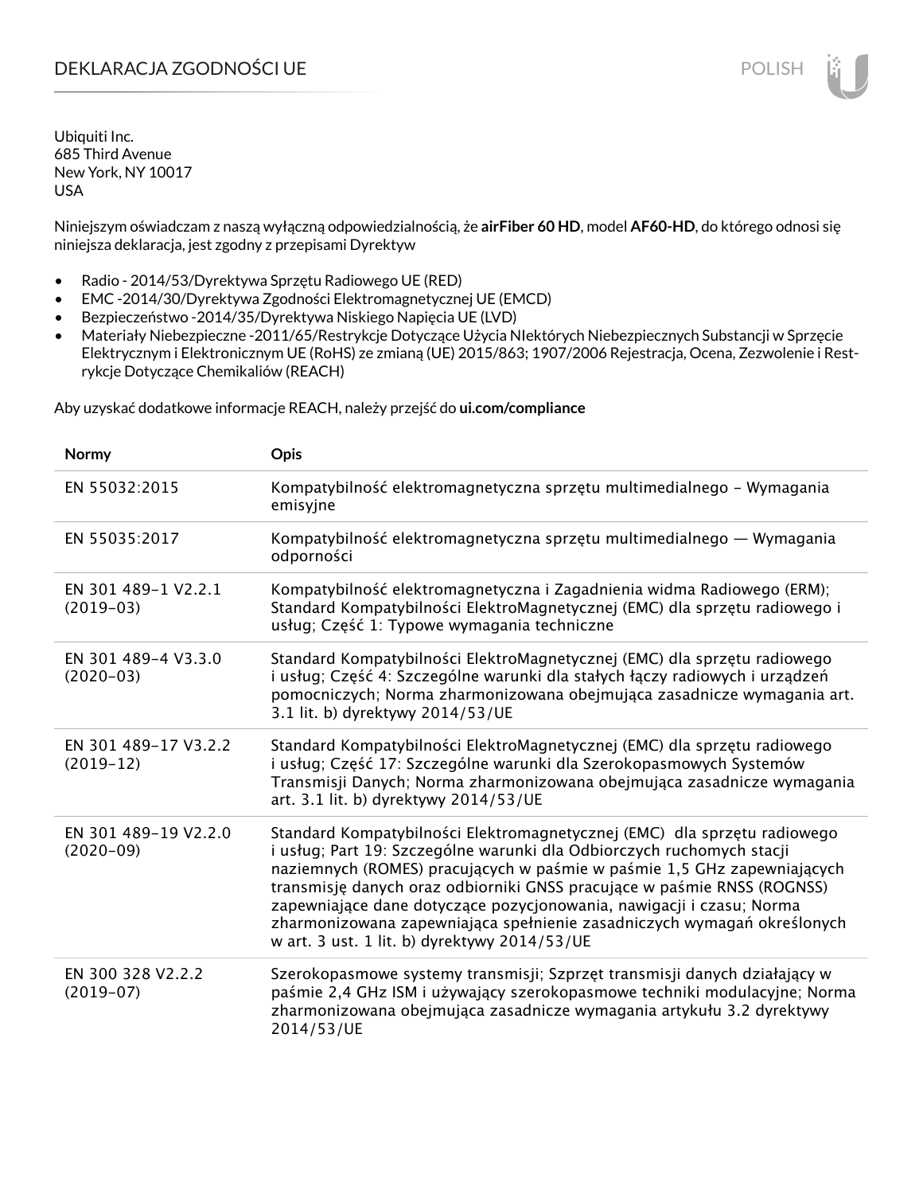# DEKLARACJA ZGODNOŚCI UE

Ubiquiti Inc.
685 Third Avenue
New York, NY 10017
USA

Niniejszym oświadczam z naszą wyłączną odpowiedzialnością, że **airFiber 60 HD**, model **AF60-HD**, do którego odnosi się niniejsza deklaracja, jest zgodny z przepisami Dyrektyw

- Radio - 2014/53/Dyrektywa Sprzętu Radiowego UE (RED)
- EMC -2014/30/Dyrektywa Zgodności Elektromagnetycznej UE (EMCD)
- Bezpieczeństwo -2014/35/Dyrektywa Niskiego Napięcia UE (LVD)
- Materiały Niebezpieczne -2011/65/Restrykcje Dotyczące Użycia NIektórych Niebezpiecznych Substancji w Sprzęcie Elektrycznym i Elektronicznym UE (RoHS) ze zmianą (UE) 2015/863; 1907/2006 Rejestracja, Ocena, Zezwolenie i Restrykcje Dotyczące Chemikaliów (REACH)

Aby uzyskać dodatkowe informacje REACH, należy przejść do **ui.com/compliance**

| Normy | Opis |
|---|---|
| EN 55032:2015 | Kompatybilność elektromagnetyczna sprzętu multimedialnego – Wymagania emisyjne |
| EN 55035:2017 | Kompatybilność elektromagnetyczna sprzętu multimedialnego — Wymagania odporności |
| EN 301 489-1 V2.2.1 (2019-03) | Kompatybilność elektromagnetyczna i Zagadnienia widma Radiowego (ERM); Standard Kompatybilności ElektroMagnetycznej (EMC) dla sprzętu radiowego i usług; Część 1: Typowe wymagania techniczne |
| EN 301 489-4 V3.3.0 (2020-03) | Standard Kompatybilności ElektroMagnetycznej (EMC) dla sprzętu radiowego i usług; Część 4: Szczególne warunki dla stałych łączy radiowych i urządzeń pomocniczych; Norma zharmonizowana obejmująca zasadnicze wymagania art. 3.1 lit. b) dyrektywy 2014/53/UE |
| EN 301 489-17 V3.2.2 (2019-12) | Standard Kompatybilności ElektroMagnetycznej (EMC) dla sprzętu radiowego i usług; Część 17: Szczególne warunki dla Szerokopasmowych Systemów Transmisji Danych; Norma zharmonizowana obejmująca zasadnicze wymagania art. 3.1 lit. b) dyrektywy 2014/53/UE |
| EN 301 489-19 V2.2.0 (2020-09) | Standard Kompatybilności Elektromagnetycznej (EMC) dla sprzętu radiowego i usług; Part 19: Szczególne warunki dla Odbiorczych ruchomych stacji naziemnych (ROMES) pracujących w paśmie w paśmie 1,5 GHz zapewniających transmisję danych oraz odbiorniki GNSS pracujące w paśmie RNSS (ROGNSS) zapewniające dane dotyczące pozycjonowania, nawigacji i czasu; Norma zharmonizowana zapewniająca spełnienie zasadniczych wymagań określonych w art. 3 ust. 1 lit. b) dyrektywy 2014/53/UE |
| EN 300 328 V2.2.2 (2019-07) | Szerokopasmowe systemy transmisji; Szprzęt transmisji danych działający w paśmie 2,4 GHz ISM i używający szerokopasmowe techniki modulacyjne; Norma zharmonizowana obejmująca zasadnicze wymagania artykułu 3.2 dyrektywy 2014/53/UE |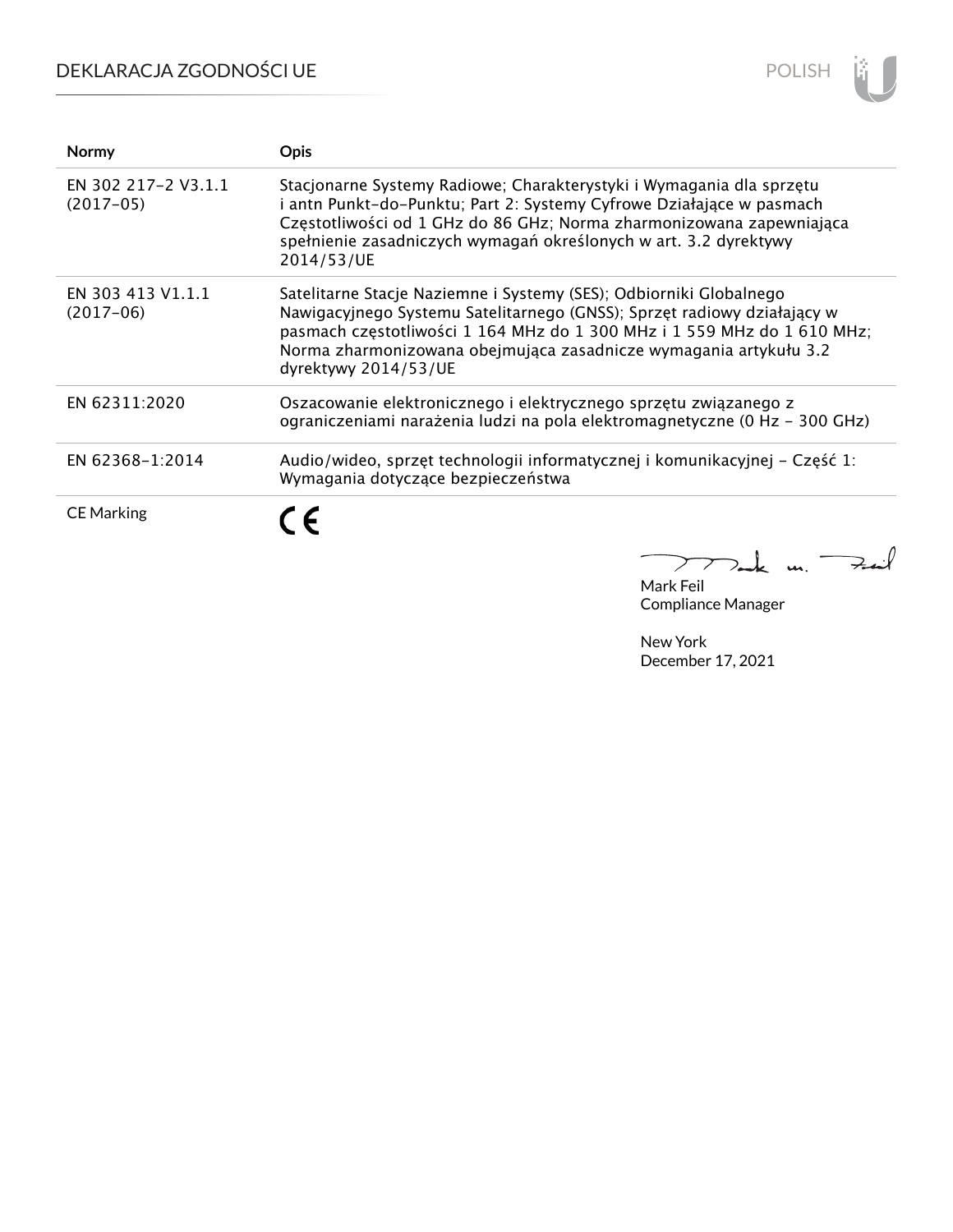# DEKLARACJA ZGODNOŚCI UE

POLISH

| Normy | Opis |
|---|---|
| EN 302 217-2 V3.1.1 (2017-05) | Stacjonarne Systemy Radiowe; Charakterystyki i Wymagania dla sprzętu i antn Punkt-do-Punktu; Part 2: Systemy Cyfrowe Działające w pasmach Częstotliwości od 1 GHz do 86 GHz; Norma zharmonizowana zapewniająca spełnienie zasadniczych wymagań określonych w art. 3.2 dyrektywy 2014/53/UE |
| EN 303 413 V1.1.1 (2017-06) | Satelitarne Stacje Naziemne i Systemy (SES); Odbiorniki Globalnego Nawigacyjnego Systemu Satelitarnego (GNSS); Sprzęt radiowy działający w pasmach częstotliwości 1 164 MHz do 1 300 MHz i 1 559 MHz do 1 610 MHz; Norma zharmonizowana obejmująca zasadnicze wymagania artykułu 3.2 dyrektywy 2014/53/UE |
| EN 62311:2020 | Oszacowanie elektronicznego i elektrycznego sprzętu związanego z ograniczeniami narażenia ludzi na pola elektromagnetyczne (0 Hz - 300 GHz) |
| EN 62368-1:2014 | Audio/wideo, sprzęt technologii informatycznej i komunikacyjnej - Część 1: Wymagania dotyczące bezpieczeństwa |
| CE Marking | CE |

Mark Feil
Compliance Manager

New York
December 17, 2021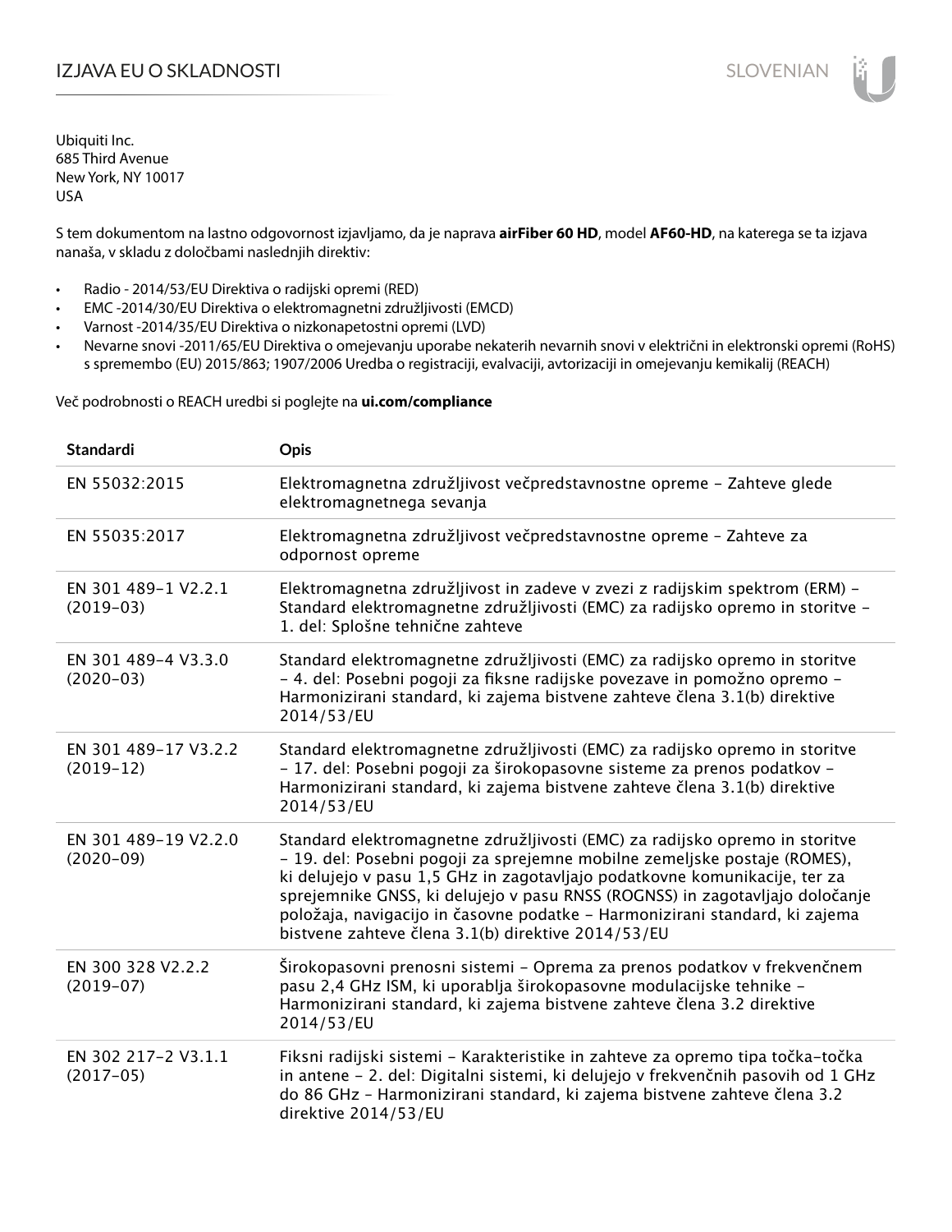# IZJAVA EU O SKLADNOSTI

Ubiquiti Inc.
685 Third Avenue
New York, NY 10017
USA

S tem dokumentom na lastno odgovornost izjavljamo, da je naprava **airFiber 60 HD**, model **AF60-HD**, na katerega se ta izjava nanaša, v skladu z določbami naslednjih direktiv:

- Radio - 2014/53/EU Direktiva o radijski opremi (RED)
- EMC -2014/30/EU Direktiva o elektromagnetni združljivosti (EMCD)
- Varnost -2014/35/EU Direktiva o nizkonapetostni opremi (LVD)
- Nevarne snovi -2011/65/EU Direktiva o omejevanju uporabe nekaterih nevarnih snovi v električni in elektronski opremi (RoHS) s spremembo (EU) 2015/863; 1907/2006 Uredba o registraciji, evalvaciji, avtorizaciji in omejevanju kemikalij (REACH)

Več podrobnosti o REACH uredbi si poglejte na **ui.com/compliance**

| Standardi | Opis |
|---|---|
| EN 55032:2015 | Elektromagnetna združljivost večpredstavnostne opreme – Zahteve glede elektromagnetnega sevanja |
| EN 55035:2017 | Elektromagnetna združljivost večpredstavnostne opreme – Zahteve za odpornost opreme |
| EN 301 489-1 V2.2.1 (2019-03) | Elektromagnetna združljivost in zadeve v zvezi z radijskim spektrom (ERM) – Standard elektromagnetne združljivosti (EMC) za radijsko opremo in storitve – 1. del: Splošne tehnične zahteve |
| EN 301 489-4 V3.3.0 (2020-03) | Standard elektromagnetne združljivosti (EMC) za radijsko opremo in storitve – 4. del: Posebni pogoji za fiksne radijske povezave in pomožno opremo – Harmonizirani standard, ki zajema bistvene zahteve člena 3.1(b) direktive 2014/53/EU |
| EN 301 489-17 V3.2.2 (2019-12) | Standard elektromagnetne združljivosti (EMC) za radijsko opremo in storitve – 17. del: Posebni pogoji za širokopasovne sisteme za prenos podatkov – Harmonizirani standard, ki zajema bistvene zahteve člena 3.1(b) direktive 2014/53/EU |
| EN 301 489-19 V2.2.0 (2020-09) | Standard elektromagnetne združljivosti (EMC) za radijsko opremo in storitve – 19. del: Posebni pogoji za sprejemne mobilne zemeljske postaje (ROMES), ki delujejo v pasu 1,5 GHz in zagotavljajo podatkovne komunikacije, ter za sprejemnike GNSS, ki delujejo v pasu RNSS (ROGNSS) in zagotavljajo določanje položaja, navigacijo in časovne podatke – Harmonizirani standard, ki zajema bistvene zahteve člena 3.1(b) direktive 2014/53/EU |
| EN 300 328 V2.2.2 (2019-07) | Širokopasovni prenosni sistemi – Oprema za prenos podatkov v frekvenčnem pasu 2,4 GHz ISM, ki uporablja širokopasovne modulacijske tehnike – Harmonizirani standard, ki zajema bistvene zahteve člena 3.2 direktive 2014/53/EU |
| EN 302 217-2 V3.1.1 (2017-05) | Fiksni radijski sistemi – Karakteristike in zahteve za opremo tipa točka-točka in antene – 2. del: Digitalni sistemi, ki delujejo v frekvenčnih pasovih od 1 GHz do 86 GHz – Harmonizirani standard, ki zajema bistvene zahteve člena 3.2 direktive 2014/53/EU |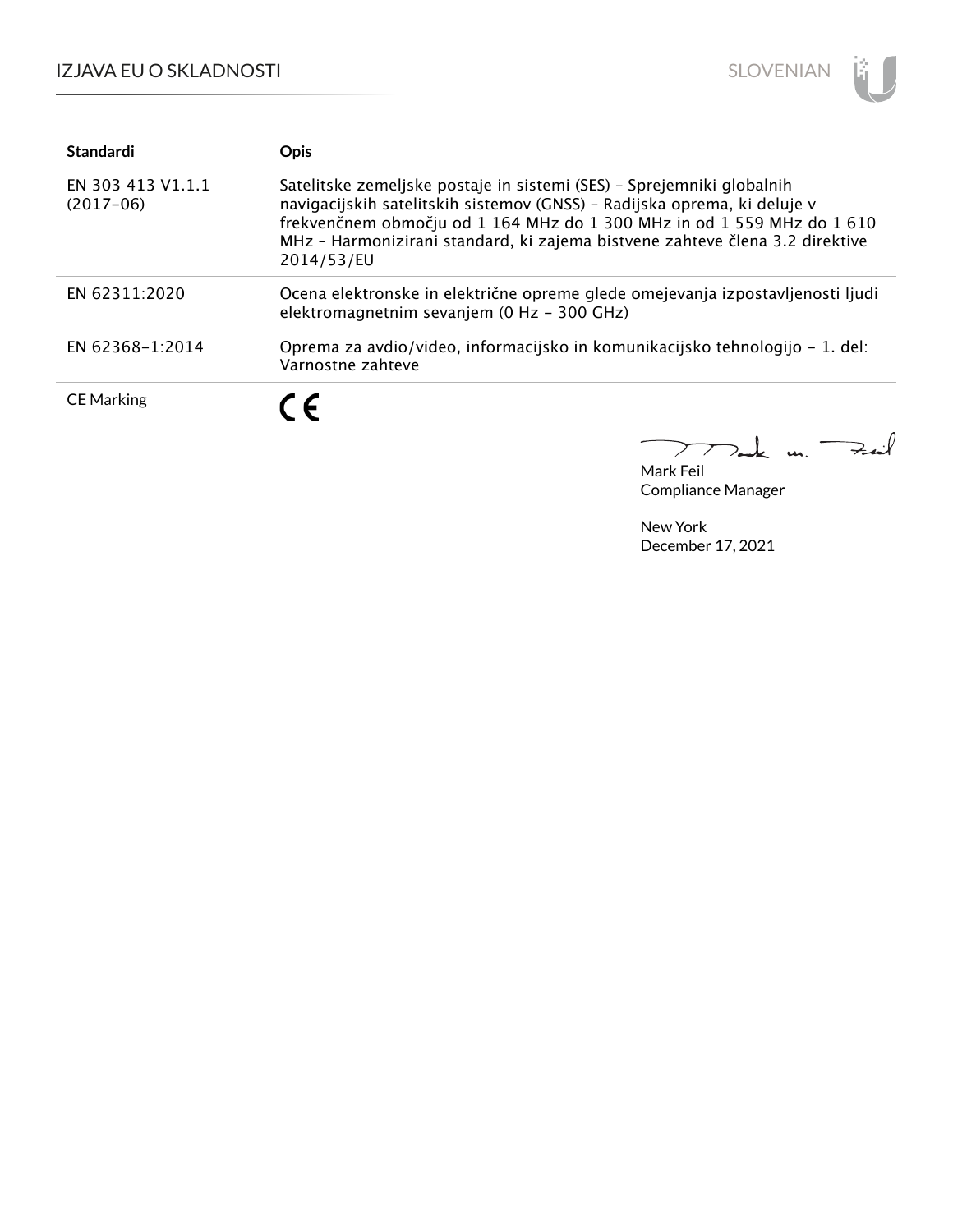| Standardi | Opis |
|---|---|
| EN 303 413 V1.1.1 (2017-06) | Satelitske zemeljske postaje in sistemi (SES) – Sprejemniki globalnih navigacijskih satelitskih sistemov (GNSS) – Radijska oprema, ki deluje v frekvenčnem območju od 1 164 MHz do 1 300 MHz in od 1 559 MHz do 1 610 MHz – Harmonizirani standard, ki zajema bistvene zahteve člena 3.2 direktive 2014/53/EU |
| EN 62311:2020 | Ocena elektronske in električne opreme glede omejevanja izpostavljenosti ljudi elektromagnetnim sevanjem (0 Hz – 300 GHz) |
| EN 62368-1:2014 | Oprema za avdio/video, informacijsko in komunikacijsko tehnologijo – 1. del: Varnostne zahteve |
| CE Marking | CE |

Mark Feil
Compliance Manager

New York
December 17, 2021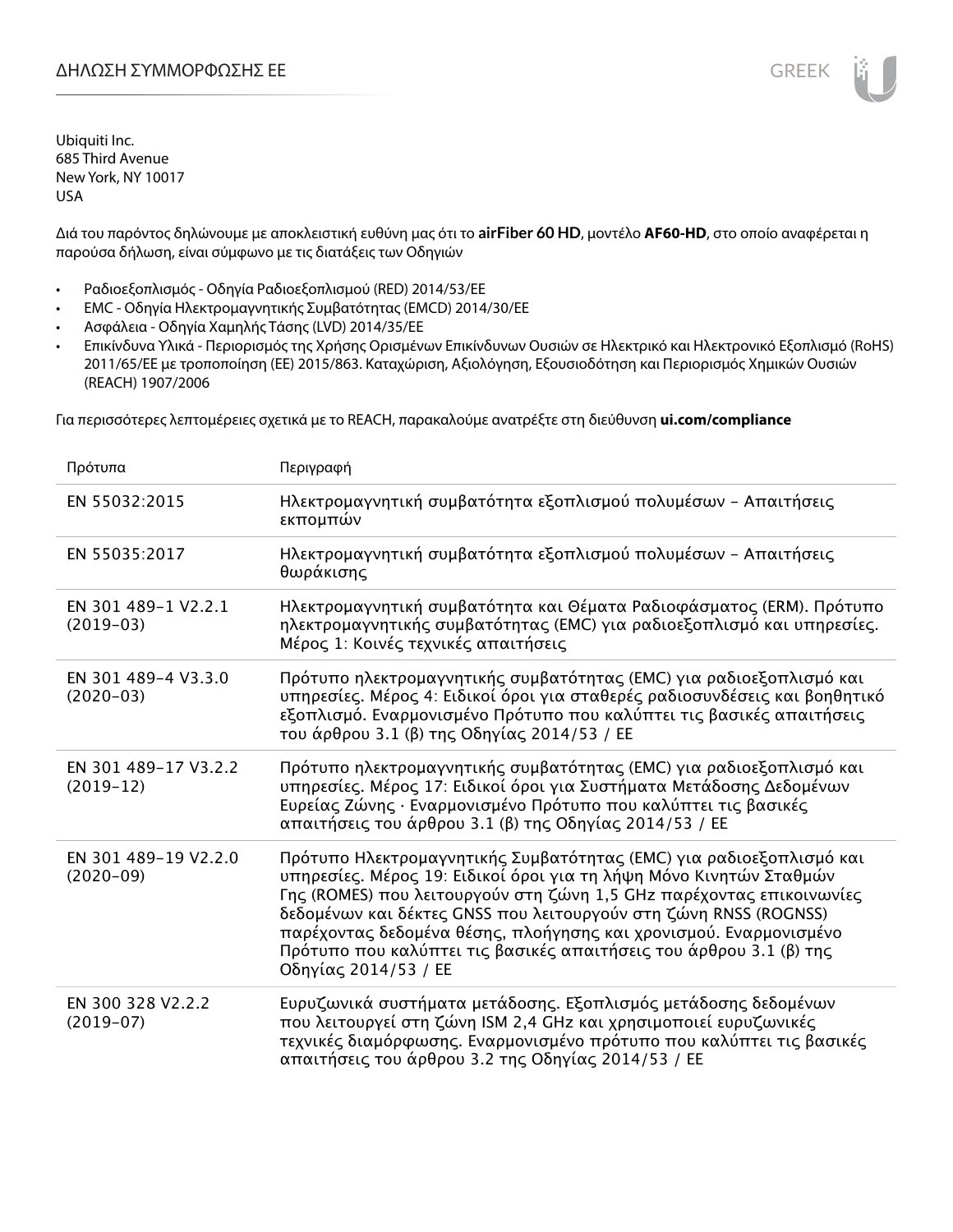Ubiquiti Inc.
685 Third Avenue
New York, NY 10017
USA

Διά του παρόντος δηλώνουμε με αποκλειστική ευθύνη μας ότι το **airFiber 60 HD**, μοντέλο **AF60-HD**, στο οποίο αναφέρεται η παρούσα δήλωση, είναι σύμφωνο με τις διατάξεις των Οδηγιών

- Ραδιοεξοπλισμός - Οδηγία Ραδιοεξοπλισμού (RED) 2014/53/ΕΕ
- EMC - Οδηγία Ηλεκτρομαγνητικής Συμβατότητας (EMCD) 2014/30/ΕΕ
- Ασφάλεια - Οδηγία Χαμηλής Τάσης (LVD) 2014/35/ΕΕ
- Επικίνδυνα Υλικά - Περιορισμός της Χρήσης Ορισμένων Επικίνδυνων Ουσιών σε Ηλεκτρικό και Ηλεκτρονικό Εξοπλισμό (RoHS) 2011/65/ΕΕ με τροποποίηση (ΕΕ) 2015/863. Καταχώριση, Αξιολόγηση, Εξουσιοδότηση και Περιορισμός Χημικών Ουσιών (REACH) 1907/2006

Για περισσότερες λεπτομέρειες σχετικά με το REACH, παρακαλούμε ανατρέξτε στη διεύθυνση **ui.com/compliance**

| Πρότυπα | Περιγραφή |
|---|---|
| EN 55032:2015 | Ηλεκτρομαγνητική συμβατότητα εξοπλισμού πολυμέσων – Απαιτήσεις εκπομπών |
| EN 55035:2017 | Ηλεκτρομαγνητική συμβατότητα εξοπλισμού πολυμέσων – Απαιτήσεις θωράκισης |
| EN 301 489-1 V2.2.1 (2019-03) | Ηλεκτρομαγνητική συμβατότητα και Θέματα Ραδιοφάσματος (ERM). Πρότυπο ηλεκτρομαγνητικής συμβατότητας (EMC) για ραδιοεξοπλισμό και υπηρεσίες. Μέρος 1: Κοινές τεχνικές απαιτήσεις |
| EN 301 489-4 V3.3.0 (2020-03) | Πρότυπο ηλεκτρομαγνητικής συμβατότητας (EMC) για ραδιοεξοπλισμό και υπηρεσίες. Μέρος 4: Ειδικοί όροι για σταθερές ραδιοσυνδέσεις και βοηθητικό εξοπλισμό. Εναρμονισμένο Πρότυπο που καλύπτει τις βασικές απαιτήσεις του άρθρου 3.1 (β) της Οδηγίας 2014/53 / ΕΕ |
| EN 301 489-17 V3.2.2 (2019-12) | Πρότυπο ηλεκτρομαγνητικής συμβατότητας (EMC) για ραδιοεξοπλισμό και υπηρεσίες. Μέρος 17: Ειδικοί όροι για Συστήματα Μετάδοσης Δεδομένων Ευρείας Ζώνης · Εναρμονισμένο Πρότυπο που καλύπτει τις βασικές απαιτήσεις του άρθρου 3.1 (β) της Οδηγίας 2014/53 / ΕΕ |
| EN 301 489-19 V2.2.0 (2020-09) | Πρότυπο Ηλεκτρομαγνητικής Συμβατότητας (EMC) για ραδιοεξοπλισμό και υπηρεσίες. Μέρος 19: Ειδικοί όροι για τη λήψη Μόνο Κινητών Σταθμών Γης (ROMES) που λειτουργούν στη ζώνη 1,5 GHz παρέχοντας επικοινωνίες δεδομένων και δέκτες GNSS που λειτουργούν στη ζώνη RNSS (ROGNSS) παρέχοντας δεδομένα θέσης, πλοήγησης και χρονισμού. Εναρμονισμένο Πρότυπο που καλύπτει τις βασικές απαιτήσεις του άρθρου 3.1 (β) της Οδηγίας 2014/53 / ΕΕ |
| EN 300 328 V2.2.2 (2019-07) | Ευρυζωνικά συστήματα μετάδοσης. Εξοπλισμός μετάδοσης δεδομένων που λειτουργεί στη ζώνη ISM 2,4 GHz και χρησιμοποιεί ευρυζωνικές τεχνικές διαμόρφωσης. Εναρμονισμένο πρότυπο που καλύπτει τις βασικές απαιτήσεις του άρθρου 3.2 της Οδηγίας 2014/53 / ΕΕ |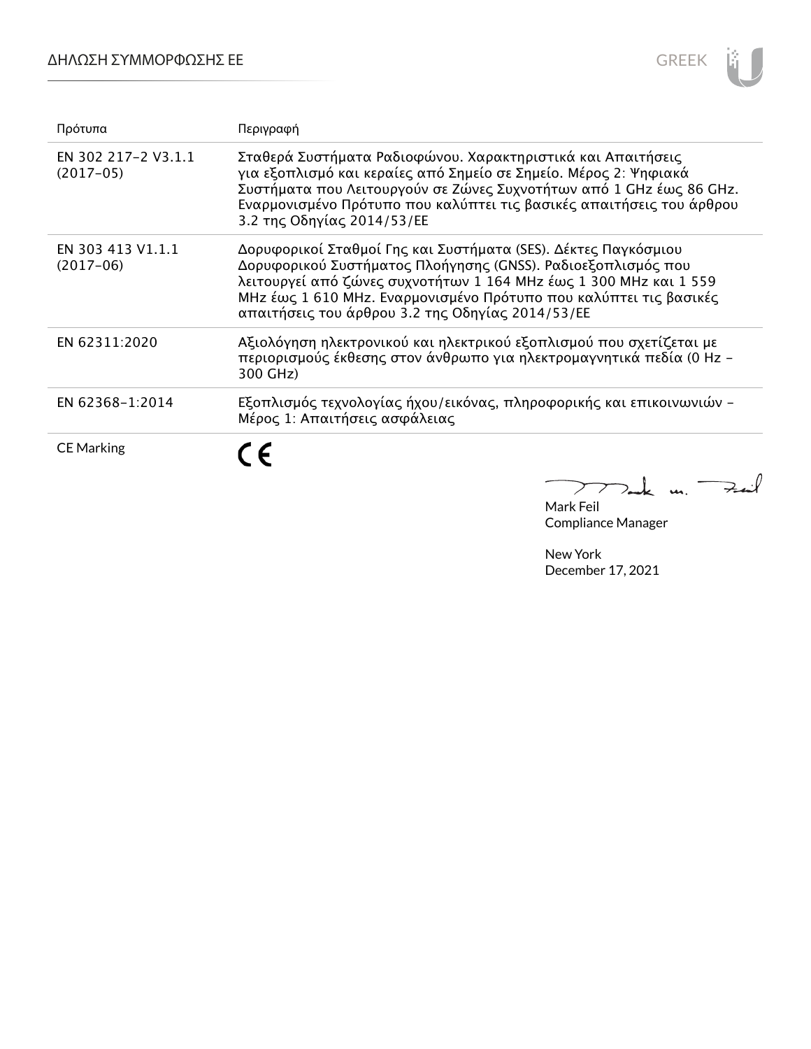| Πρότυπα | Περιγραφή |
| --- | --- |
| EN 302 217-2 V3.1.1 (2017-05) | Σταθερά Συστήματα Ραδιοφώνου. Χαρακτηριστικά και Απαιτήσεις για εξοπλισμό και κεραίες από Σημείο σε Σημείο. Μέρος 2: Ψηφιακά Συστήματα που Λειτουργούν σε Ζώνες Συχνοτήτων από 1 GHz έως 86 GHz. Εναρμονισμένο Πρότυπο που καλύπτει τις βασικές απαιτήσεις του άρθρου 3.2 της Οδηγίας 2014/53/ΕΕ |
| EN 303 413 V1.1.1 (2017-06) | Δορυφορικοί Σταθμοί Γης και Συστήματα (SES). Δέκτες Παγκόσμιου Δορυφορικού Συστήματος Πλοήγησης (GNSS). Ραδιοεξοπλισμός που λειτουργεί από ζώνες συχνοτήτων 1 164 MHz έως 1 300 MHz και 1 559 MHz έως 1 610 MHz. Εναρμονισμένο Πρότυπο που καλύπτει τις βασικές απαιτήσεις του άρθρου 3.2 της Οδηγίας 2014/53/ΕΕ |
| EN 62311:2020 | Αξιολόγηση ηλεκτρονικού και ηλεκτρικού εξοπλισμού που σχετίζεται με περιορισμούς έκθεσης στον άνθρωπο για ηλεκτρομαγνητικά πεδία (0 Hz - 300 GHz) |
| EN 62368-1:2014 | Εξοπλισμός τεχνολογίας ήχου/εικόνας, πληροφορικής και επικοινωνιών - Μέρος 1: Απαιτήσεις ασφάλειας |
| CE Marking | CE |

Mark Feil
Compliance Manager

New York
December 17, 2021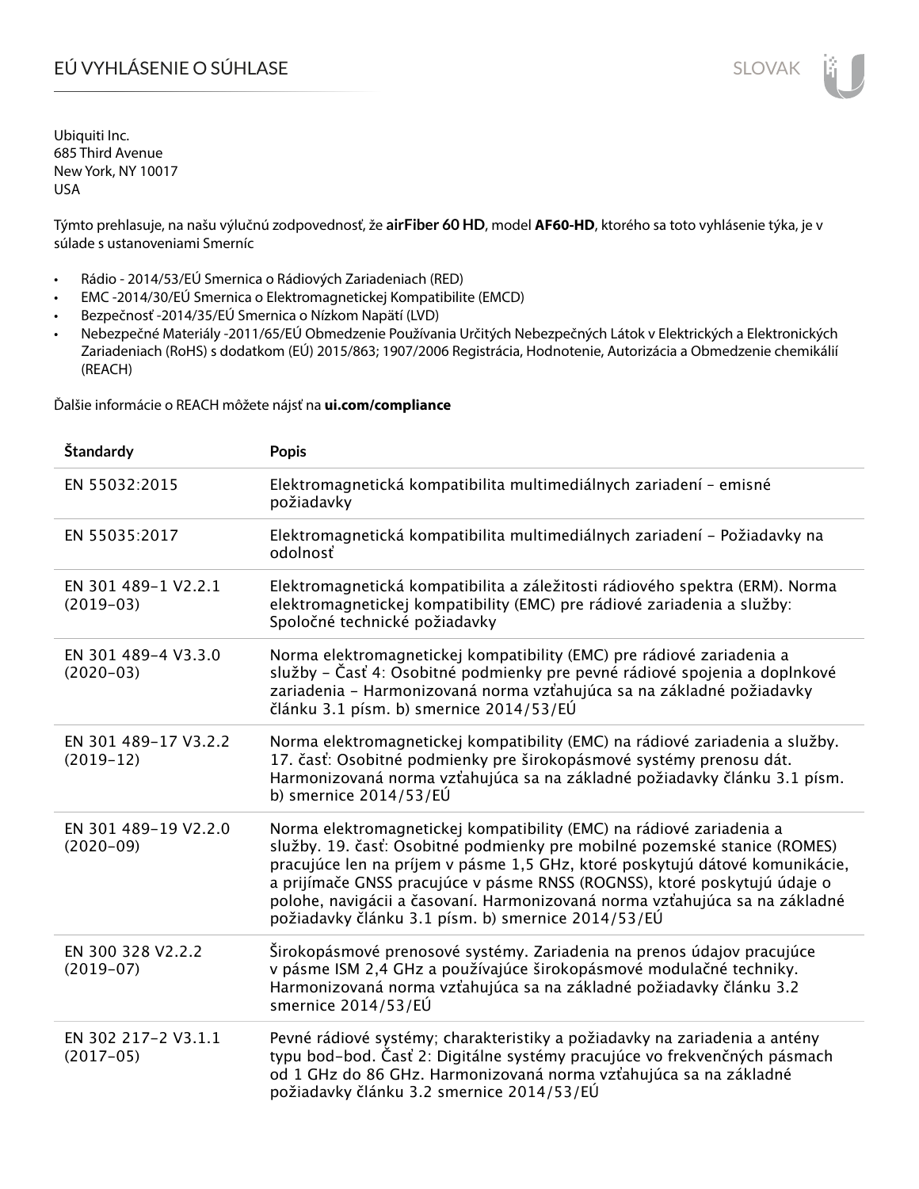# EÚ VYHLÁSENIE O SÚHLASE

SLOVAK

Ubiquiti Inc.
685 Third Avenue
New York, NY 10017
USA

Týmto prehlasuje, na našu výlučnú zodpovednosť, že **airFiber 60 HD**, model **AF60-HD**, ktorého sa toto vyhlásenie týka, je v súlade s ustanoveniami Smerníc

- Rádio - 2014/53/EÚ Smernica o Rádiových Zariadeniach (RED)
- EMC -2014/30/EÚ Smernica o Elektromagnetickej Kompatibilite (EMCD)
- Bezpečnosť -2014/35/EÚ Smernica o Nízkom Napätí (LVD)
- Nebezpečné Materiály -2011/65/EÚ Obmedzenie Používania Určitých Nebezpečných Látok v Elektrických a Elektronických Zariadeniach (RoHS) s dodatkom (EÚ) 2015/863; 1907/2006 Registrácia, Hodnotenie, Autorizácia a Obmedzenie chemikálií (REACH)

Ďalšie informácie o REACH môžete nájsť na **ui.com/compliance**

| Štandardy | Popis |
|---|---|
| EN 55032:2015 | Elektromagnetická kompatibilita multimediálnych zariadení – emisné požiadavky |
| EN 55035:2017 | Elektromagnetická kompatibilita multimediálnych zariadení – Požiadavky na odolnosť |
| EN 301 489-1 V2.2.1 (2019-03) | Elektromagnetická kompatibilita a záležitosti rádiového spektra (ERM). Norma elektromagnetickej kompatibility (EMC) pre rádiové zariadenia a služby: Spoločné technické požiadavky |
| EN 301 489-4 V3.3.0 (2020-03) | Norma elektromagnetickej kompatibility (EMC) pre rádiové zariadenia a služby – Časť 4: Osobitné podmienky pre pevné rádiové spojenia a doplnkové zariadenia – Harmonizovaná norma vzťahujúca sa na základné požiadavky článku 3.1 písm. b) smernice 2014/53/EÚ |
| EN 301 489-17 V3.2.2 (2019-12) | Norma elektromagnetickej kompatibility (EMC) na rádiové zariadenia a služby. 17. časť: Osobitné podmienky pre širokopásmové systémy prenosu dát. Harmonizovaná norma vzťahujúca sa na základné požiadavky článku 3.1 písm. b) smernice 2014/53/EÚ |
| EN 301 489-19 V2.2.0 (2020-09) | Norma elektromagnetickej kompatibility (EMC) na rádiové zariadenia a služby. 19. časť: Osobitné podmienky pre mobilné pozemské stanice (ROMES) pracujúce len na príjem v pásme 1,5 GHz, ktoré poskytujú dátové komunikácie, a prijímače GNSS pracujúce v pásme RNSS (ROGNSS), ktoré poskytujú údaje o polohe, navigácii a časovaní. Harmonizovaná norma vzťahujúca sa na základné požiadavky článku 3.1 písm. b) smernice 2014/53/EÚ |
| EN 300 328 V2.2.2 (2019-07) | Širokopásmové prenosové systémy. Zariadenia na prenos údajov pracujúce v pásme ISM 2,4 GHz a používajúce širokopásmové modulačné techniky. Harmonizovaná norma vzťahujúca sa na základné požiadavky článku 3.2 smernice 2014/53/EÚ |
| EN 302 217-2 V3.1.1 (2017-05) | Pevné rádiové systémy; charakteristiky a požiadavky na zariadenia a antény typu bod-bod. Časť 2: Digitálne systémy pracujúce vo frekvenčných pásmach od 1 GHz do 86 GHz. Harmonizovaná norma vzťahujúca sa na základné požiadavky článku 3.2 smernice 2014/53/EÚ |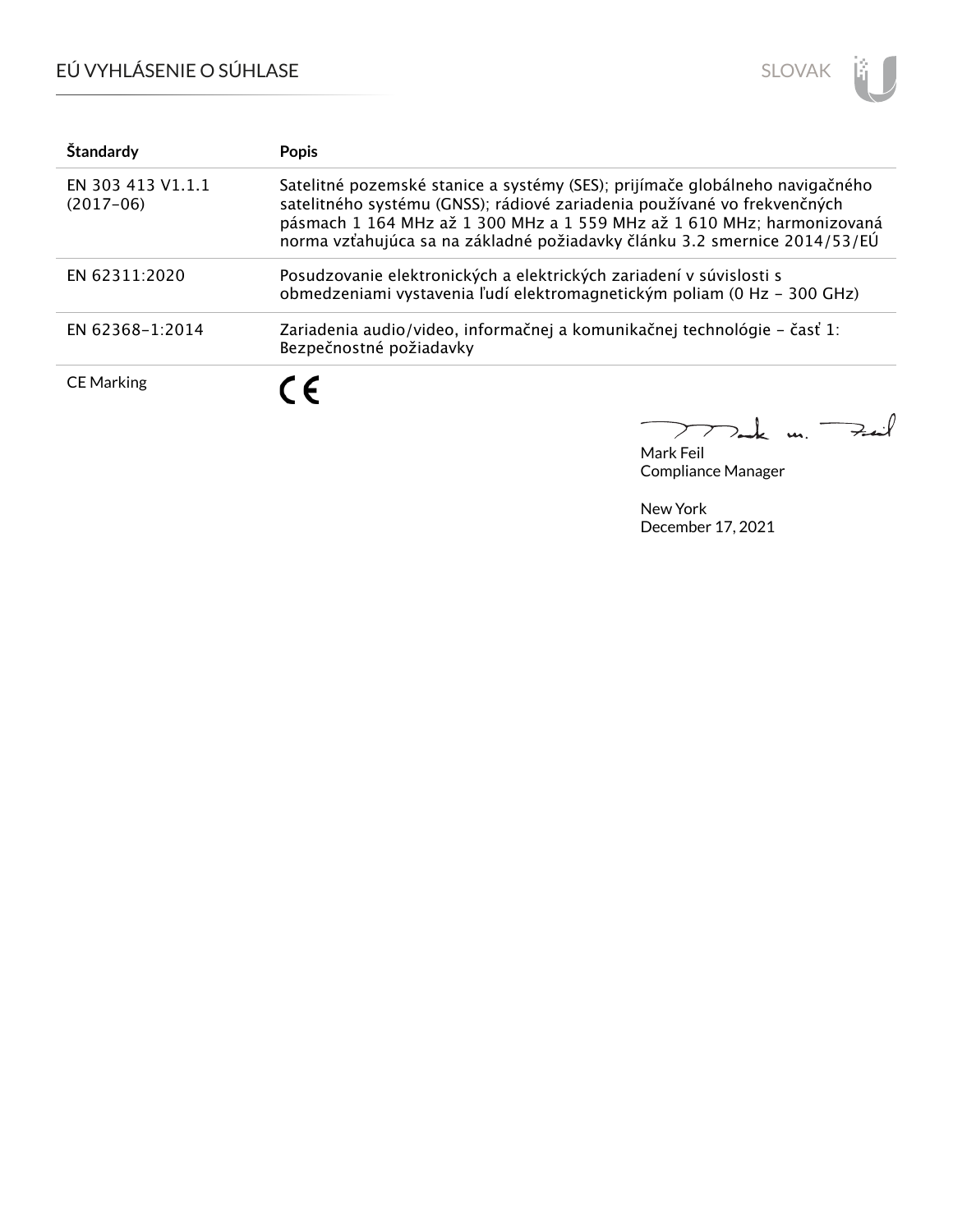| Štandardy | Popis |
|---|---|
| EN 303 413 V1.1.1 (2017-06) | Satelitné pozemské stanice a systémy (SES); prijímače globálneho navigačného satelitného systému (GNSS); rádiové zariadenia používané vo frekvenčných pásmach 1 164 MHz až 1 300 MHz a 1 559 MHz až 1 610 MHz; harmonizovaná norma vzťahujúca sa na základné požiadavky článku 3.2 smernice 2014/53/EÚ |
| EN 62311:2020 | Posudzovanie elektronických a elektrických zariadení v súvislosti s obmedzeniami vystavenia ľudí elektromagnetickým poliam (0 Hz - 300 GHz) |
| EN 62368-1:2014 | Zariadenia audio/video, informačnej a komunikačnej technológie - časť 1: Bezpečnostné požiadavky |
| CE Marking | CE |

Mark Feil
Compliance Manager

New York
December 17, 2021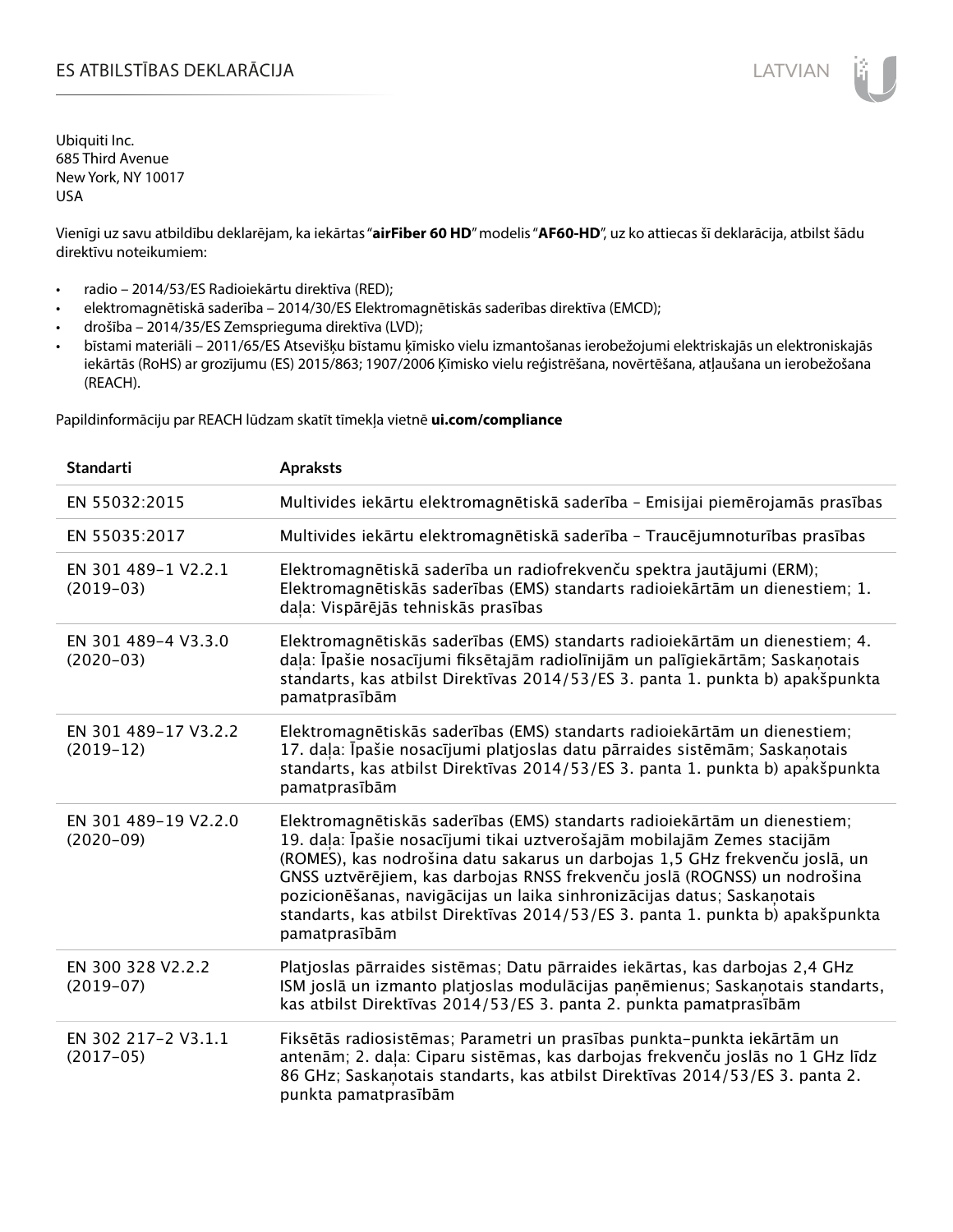# ES ATBILSTĪBAS DEKLARĀCIJA

Ubiquiti Inc.
685 Third Avenue
New York, NY 10017
USA

Vienīgi uz savu atbildību deklarējam, ka iekārtas "**airFiber 60 HD**" modelis "**AF60-HD**", uz ko attiecas šī deklarācija, atbilst šādu direktīvu noteikumiem:

- radio – 2014/53/ES Radioiekārtu direktīva (RED);
- elektromagnētiskā saderība – 2014/30/ES Elektromagnētiskās saderības direktīva (EMCD);
- drošība – 2014/35/ES Zemsprieguma direktīva (LVD);
- bīstami materiāli – 2011/65/ES Atsevišķu bīstamu ķīmisko vielu izmantošanas ierobežojumi elektriskajās un elektroniskajās iekārtās (RoHS) ar grozījumu (ES) 2015/863; 1907/2006 Ķīmisko vielu reģistrēšana, novērtēšana, atļaušana un ierobežošana (REACH).

Papildinformāciju par REACH lūdzam skatīt tīmekļa vietnē **ui.com/compliance**

| Standarti | Apraksts |
| --- | --- |
| EN 55032:2015 | Multivides iekārtu elektromagnētiskā saderība – Emisijai piemērojamās prasības |
| EN 55035:2017 | Multivides iekārtu elektromagnētiskā saderība – Traucējumnoturības prasības |
| EN 301 489-1 V2.2.1 (2019-03) | Elektromagnētiskā saderība un radiofrekvenču spektra jautājumi (ERM); Elektromagnētiskās saderības (EMS) standarts radioiekārtām un dienestiem; 1. daļa: Vispārējās tehniskās prasības |
| EN 301 489-4 V3.3.0 (2020-03) | Elektromagnētiskās saderības (EMS) standarts radioiekārtām un dienestiem; 4. daļa: Īpašie nosacījumi fiksētajām radiolīnijām un palīgiekārtām; Saskaņotais standarts, kas atbilst Direktīvas 2014/53/ES 3. panta 1. punkta b) apakšpunkta pamatprasībām |
| EN 301 489-17 V3.2.2 (2019-12) | Elektromagnētiskās saderības (EMS) standarts radioiekārtām un dienestiem; 17. daļa: Īpašie nosacījumi platjoslas datu pārraides sistēmām; Saskaņotais standarts, kas atbilst Direktīvas 2014/53/ES 3. panta 1. punkta b) apakšpunkta pamatprasībām |
| EN 301 489-19 V2.2.0 (2020-09) | Elektromagnētiskās saderības (EMS) standarts radioiekārtām un dienestiem; 19. daļa: Īpašie nosacījumi tikai uztverošajām mobilajām Zemes stacijām (ROMES), kas nodrošina datu sakarus un darbojas 1,5 GHz frekvenču joslā, un GNSS uztvērējiem, kas darbojas RNSS frekvenču joslā (ROGNSS) un nodrošina pozicionēšanas, navigācijas un laika sinhronizācijas datus; Saskaņotais standarts, kas atbilst Direktīvas 2014/53/ES 3. panta 1. punkta b) apakšpunkta pamatprasībām |
| EN 300 328 V2.2.2 (2019-07) | Platjoslas pārraides sistēmas; Datu pārraides iekārtas, kas darbojas 2,4 GHz ISM joslā un izmanto platjoslas modulācijas paņēmienus; Saskaņotais standarts, kas atbilst Direktīvas 2014/53/ES 3. panta 2. punkta pamatprasībām |
| EN 302 217-2 V3.1.1 (2017-05) | Fiksētās radiosistēmas; Parametri un prasības punkta-punkta iekārtām un antenām; 2. daļa: Ciparu sistēmas, kas darbojas frekvenču joslās no 1 GHz līdz 86 GHz; Saskaņotais standarts, kas atbilst Direktīvas 2014/53/ES 3. panta 2. punkta pamatprasībām |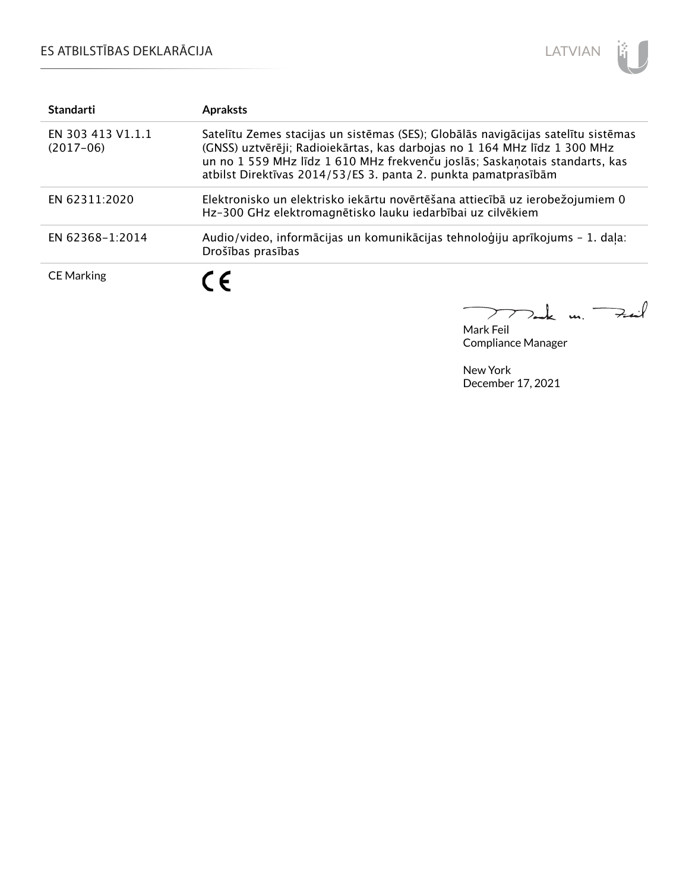# ES ATBILSTĪBAS DEKLARĀCIJA

| Standarti | Apraksts |
|---|---|
| EN 303 413 V1.1.1 (2017-06) | Satelītu Zemes stacijas un sistēmas (SES); Globālās navigācijas satelītu sistēmas (GNSS) uztvērēji; Radioiekārtas, kas darbojas no 1 164 MHz līdz 1 300 MHz un no 1 559 MHz līdz 1 610 MHz frekvenču joslās; Saskaņotais standarts, kas atbilst Direktīvas 2014/53/ES 3. panta 2. punkta pamatprasībām |
| EN 62311:2020 | Elektronisko un elektrisko iekārtu novērtēšana attiecībā uz ierobežojumiem 0 Hz-300 GHz elektromagnētisko lauku iedarbībai uz cilvēkiem |
| EN 62368-1:2014 | Audio/video, informācijas un komunikācijas tehnoloģiju aprīkojums - 1. daļa: Drošības prasības |
| CE Marking | CE |

Mark Feil
Compliance Manager

New York
December 17, 2021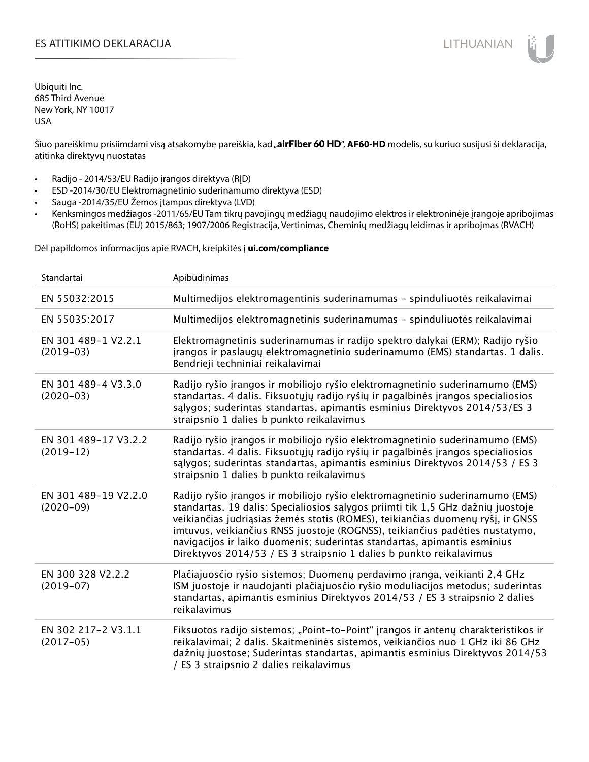# ES ATITIKIMO DEKLARACIJA

Ubiquiti Inc.
685 Third Avenue
New York, NY 10017
USA

Šiuo pareiškimu prisiimdami visą atsakomybe pareiškia, kad „**airFiber 60 HD**", **AF60-HD** modelis, su kuriuo susijusi ši deklaracija, atitinka direktyvų nuostatas

- Radijo - 2014/53/EU Radijo įrangos direktyva (RĮD)
- ESD -2014/30/EU Elektromagnetinio suderinamumo direktyva (ESD)
- Sauga -2014/35/EU Žemos įtampos direktyva (LVD)
- Kenksmingos medžiagos -2011/65/EU Tam tikrų pavojingų medžiagų naudojimo elektros ir elektroninėje įrangoje apribojimas (RoHS) pakeitimas (EU) 2015/863; 1907/2006 Registracija, Vertinimas, Cheminių medžiagų leidimas ir apribojmas (RVACH)

Dėl papildomos informacijos apie RVACH, kreipkitės į **ui.com/compliance**

| Standartai | Apibūdinimas |
|---|---|
| EN 55032:2015 | Multimedijos elektromagentinis suderinamumas – spinduliuotės reikalavimai |
| EN 55035:2017 | Multimedijos elektromagnetinis suderinamumas – spinduliuotės reikalavimai |
| EN 301 489-1 V2.2.1 (2019-03) | Elektromagnetinis suderinamumas ir radijo spektro dalykai (ERM); Radijo ryšio įrangos ir paslaugų elektromagnetinio suderinamumo (EMS) standartas. 1 dalis. Bendrieji techniniai reikalavimai |
| EN 301 489-4 V3.3.0 (2020-03) | Radijo ryšio įrangos ir mobiliojo ryšio elektromagnetinio suderinamumo (EMS) standartas. 4 dalis. Fiksuotųjų radijo ryšių ir pagalbinės įrangos specialiosios sąlygos; suderintas standartas, apimantis esminius Direktyvos 2014/53/ES 3 straipsnio 1 dalies b punkto reikalavimus |
| EN 301 489-17 V3.2.2 (2019-12) | Radijo ryšio įrangos ir mobiliojo ryšio elektromagnetinio suderinamumo (EMS) standartas. 4 dalis. Fiksuotųjų radijo ryšių ir pagalbinės įrangos specialiosios sąlygos; suderintas standartas, apimantis esminius Direktyvos 2014/53 / ES 3 straipsnio 1 dalies b punkto reikalavimus |
| EN 301 489-19 V2.2.0 (2020-09) | Radijo ryšio įrangos ir mobiliojo ryšio elektromagnetinio suderinamumo (EMS) standartas. 19 dalis: Specialiosios sąlygos priimti tik 1,5 GHz dažnių juostoje veikiančias judriąsias žemės stotis (ROMES), teikiančias duomenų ryšį, ir GNSS imtuvus, veikiančius RNSS juostoje (ROGNSS), teikiančius padėties nustatymo, navigacijos ir laiko duomenis; suderintas standartas, apimantis esminius Direktyvos 2014/53 / ES 3 straipsnio 1 dalies b punkto reikalavimus |
| EN 300 328 V2.2.2 (2019-07) | Plačiajuosčio ryšio sistemos; Duomenų perdavimo įranga, veikianti 2,4 GHz ISM juostoje ir naudojanti plačiajuosčio ryšio moduliacijos metodus; suderintas standartas, apimantis esminius Direktyvos 2014/53 / ES 3 straipsnio 2 dalies reikalavimus |
| EN 302 217-2 V3.1.1 (2017-05) | Fiksuotos radijo sistemos; „Point-to-Point" įrangos ir antenų charakteristikos ir reikalavimai; 2 dalis. Skaitmeninės sistemos, veikiančios nuo 1 GHz iki 86 GHz dažnių juostose; Suderintas standartas, apimantis esminius Direktyvos 2014/53 / ES 3 straipsnio 2 dalies reikalavimus |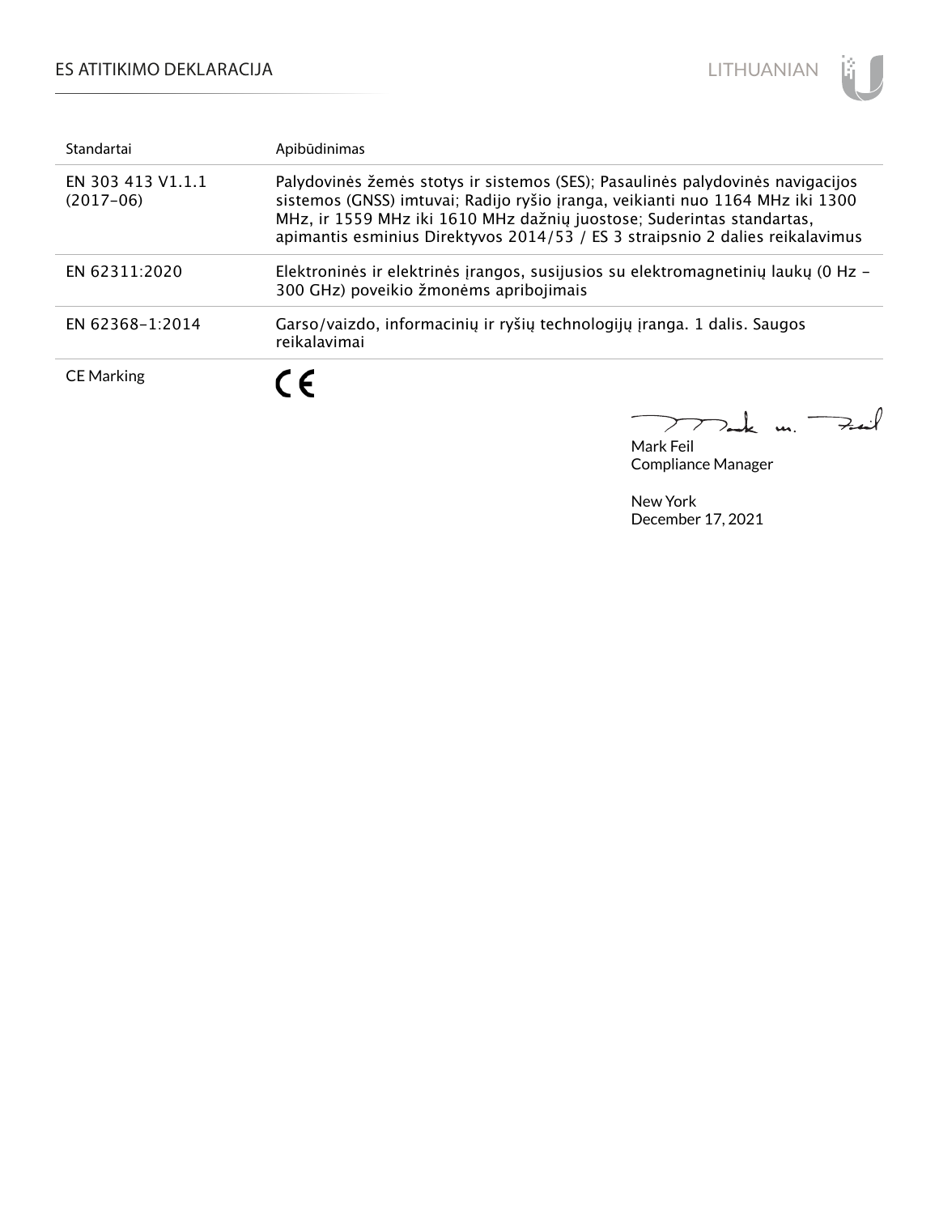| Standartai | Apibūdinimas |
| --- | --- |
| EN 303 413 V1.1.1 (2017-06) | Palydovinės žemės stotys ir sistemos (SES); Pasaulinės palydovinės navigacijos sistemos (GNSS) imtuvai; Radijo ryšio įranga, veikianti nuo 1164 MHz iki 1300 MHz, ir 1559 MHz iki 1610 MHz dažnių juostose; Suderintas standartas, apimantis esminius Direktyvos 2014/53 / ES 3 straipsnio 2 dalies reikalavimus |
| EN 62311:2020 | Elektroninės ir elektrinės įrangos, susijusios su elektromagnetinių laukų (0 Hz – 300 GHz) poveikio žmonėms apribojimais |
| EN 62368-1:2014 | Garso/vaizdo, informacinių ir ryšių technologijų įranga. 1 dalis. Saugos reikalavimai |
| CE Marking | CE |

Mark Feil
Compliance Manager

New York
December 17, 2021